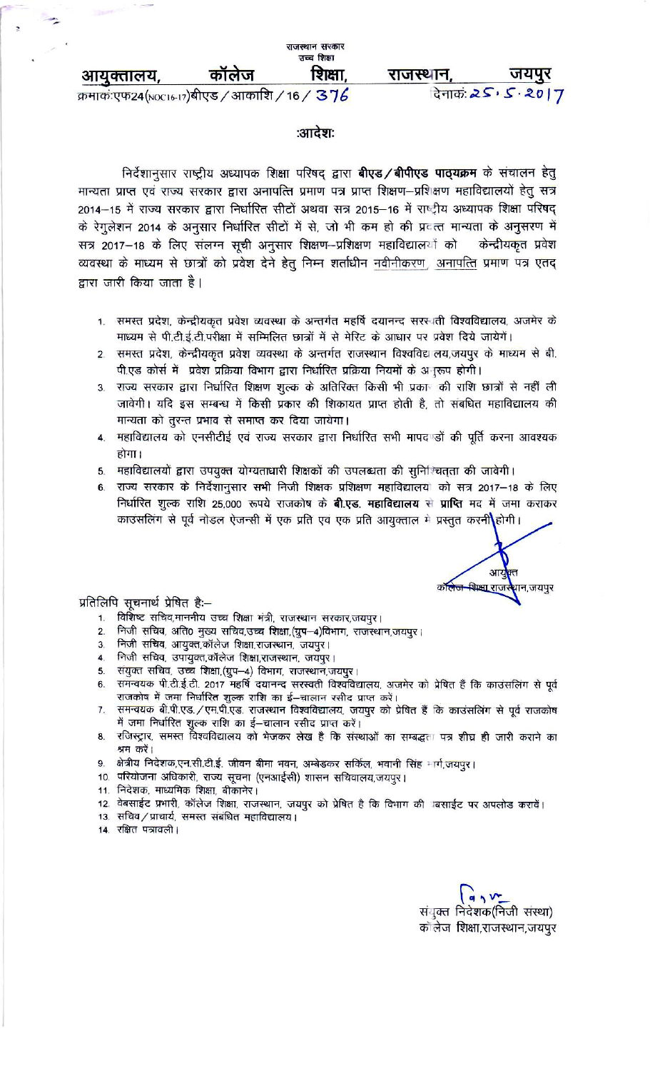राजस्थान सरकार
उच्च शिक्षा

**आयुक्तालय, कॉलेज शिक्षा, राजस्थान, जयपुर**

क्रमांकःएफ24(NOC16-17)बीएड / आकाशि / 16 / 376 दिनांकः 25.5.2017

## :आदेश:

निर्देशानुसार राष्ट्रीय अध्यापक शिक्षा परिषद द्वारा **बीएड / बीपीएड पाठ्यक्रम** के संचालन हेतु मान्यता प्राप्त एवं राज्य सरकार द्वारा अनापत्ति प्रमाण पत्र प्राप्त शिक्षण–प्रशिक्षण महाविद्यालयों हेतु सत्र 2014–15 में राज्य सरकार द्वारा निर्धारित सीटों अथवा सत्र 2015–16 में राष्ट्रीय अध्यापक शिक्षा परिषद के रेगुलेशन 2014 के अनुसार निर्धारित सीटों में से, जो भी कम हो की प्रदत्त मान्यता के अनुसरण में सत्र 2017–18 के लिए संलग्न सूची अनुसार शिक्षण–प्रशिक्षण महाविद्यालयों को केन्द्रीयकृत प्रवेश व्यवस्था के माध्यम से छात्रों को प्रवेश देने हेतु निम्न शर्ताधीन नवीनीकरण, अनापत्ति प्रमाण पत्र एतद द्वारा जारी किया जाता है।

1. समस्त प्रदेश, केन्द्रीयकृत प्रवेश व्यवस्था के अन्तर्गत महर्षि दयानन्द सरस्वती विश्वविद्यालय, अजमेर के माध्यम से पी.टी.ई.टी.परीक्षा में सम्मिलित छात्रों में से मेरिट के आधार पर प्रवेश दिये जायेगें।
2. समस्त प्रदेश, केन्द्रीयकृत प्रवेश व्यवस्था के अन्तर्गत राजस्थान विश्वविद्यालय,जयपुर के माध्यम से बी. पी.एड कोर्स में प्रवेश प्रक्रिया विभाग द्वारा निर्धारित प्रक्रिया नियमों के अनुरूप होगी।
3. राज्य सरकार द्वारा निर्धारित शिक्षण शुल्क के अतिरिक्त किसी भी प्रकार की राशि छात्रों से नहीं ली जावेगी। यदि इस सम्बन्ध में किसी प्रकार की शिकायत प्राप्त होती है, तो संबंधित महाविद्यालय की मान्यता को तुरन्त प्रभाव से समाप्त कर दिया जायेगा।
4. महाविद्यालय को एनसीटीई एवं राज्य सरकार द्वारा निर्धारित सभी मापदण्डों की पूर्ति करना आवश्यक होगा।
5. महाविद्यालयों द्वारा उपयुक्त योग्यताधारी शिक्षकों की उपलब्धता की सुनिश्चितता की जावेगी।
6. राज्य सरकार के निर्देशानुसार सभी निजी शिक्षक प्रशिक्षण महाविद्यालयों को सत्र 2017–18 के लिए निर्धारित शुल्क राशि 25,000 रूपये राजकोष के **बी.एड. महाविद्यालय से प्राप्ति** मद में जमा कराकर काउसलिंग से पूर्व नोडल ऐजन्सी में एक प्रति एवं एक प्रति आयुक्तालय में प्रस्तुत करनी होगी।

आयुक्त
कॉलेज शिक्षा राजस्थान,जयपुर

प्रतिलिपि सूचनार्थ प्रेषित हैः–

1. विशिष्ट सचिव,माननीय उच्च शिक्षा मंत्री, राजस्थान सरकार,जयपुर।
2. निजी सचिव, अति0 मुख्य सचिव,उच्च शिक्षा,(ग्रुप–4)विभाग, राजस्थान,जयपुर।
3. निजी सचिव, आयुक्त,कॉलेज शिक्षा,राजस्थान, जयपुर।
4. निजी सचिव, उपायुक्त,कॉलेज शिक्षा,राजस्थान, जयपुर।
5. संयुक्त सचिव, उच्च शिक्षा,(ग्रुप–4) विभाग, राजस्थान,जयपुर।
6. समन्वयक पी.टी.ई.टी. 2017 महर्षि दयानन्द सरस्वती विश्वविद्यालय, अजमेर को प्रेषित हैं कि काउसलिंग से पूर्व राजकोष में जमा निर्धारित शुल्क राशि का ई–चालान रसीद प्राप्त करें।
7. समन्वयक बी.पी.एड. / एम.पी.एड. राजस्थान विश्वविद्यालय, जयपुर को प्रेषित हैं कि काउंसलिंग से पूर्व राजकोष में जमा निर्धारित शुल्क राशि का ई–चालान रसीद प्राप्त करें।
8. रजिस्ट्रार, समस्त विश्वविद्यालय को भेजकर लेख है कि संस्थाओं का सम्बद्धता पत्र शीघ्र ही जारी कराने का श्रम करें।
9. क्षेत्रीय निदेशक,एन.सी.टी.ई. जीवन बीमा भवन, अम्बेडकर सर्किल, भवानी सिंह मार्ग,जयपुर।
10. परियोजना अधिकारी, राज्य सूचना (एनआईसी) शासन सचिवालय,जयपुर।
11. निदेशक, माध्यमिक शिक्षा, बीकानेर।
12. वेबसाईट प्रभारी, कॉलेज शिक्षा, राजस्थान, जयपुर को प्रेषित है कि विभाग की वेबसाईट पर अपलोड करावें।
13. सचिव / प्राचार्य, समस्त संबंधित महाविद्यालय।
14. रक्षित पत्रावली।

संयुक्त निदेशक(निजी संस्था)
कॉलेज शिक्षा,राजस्थान,जयपुर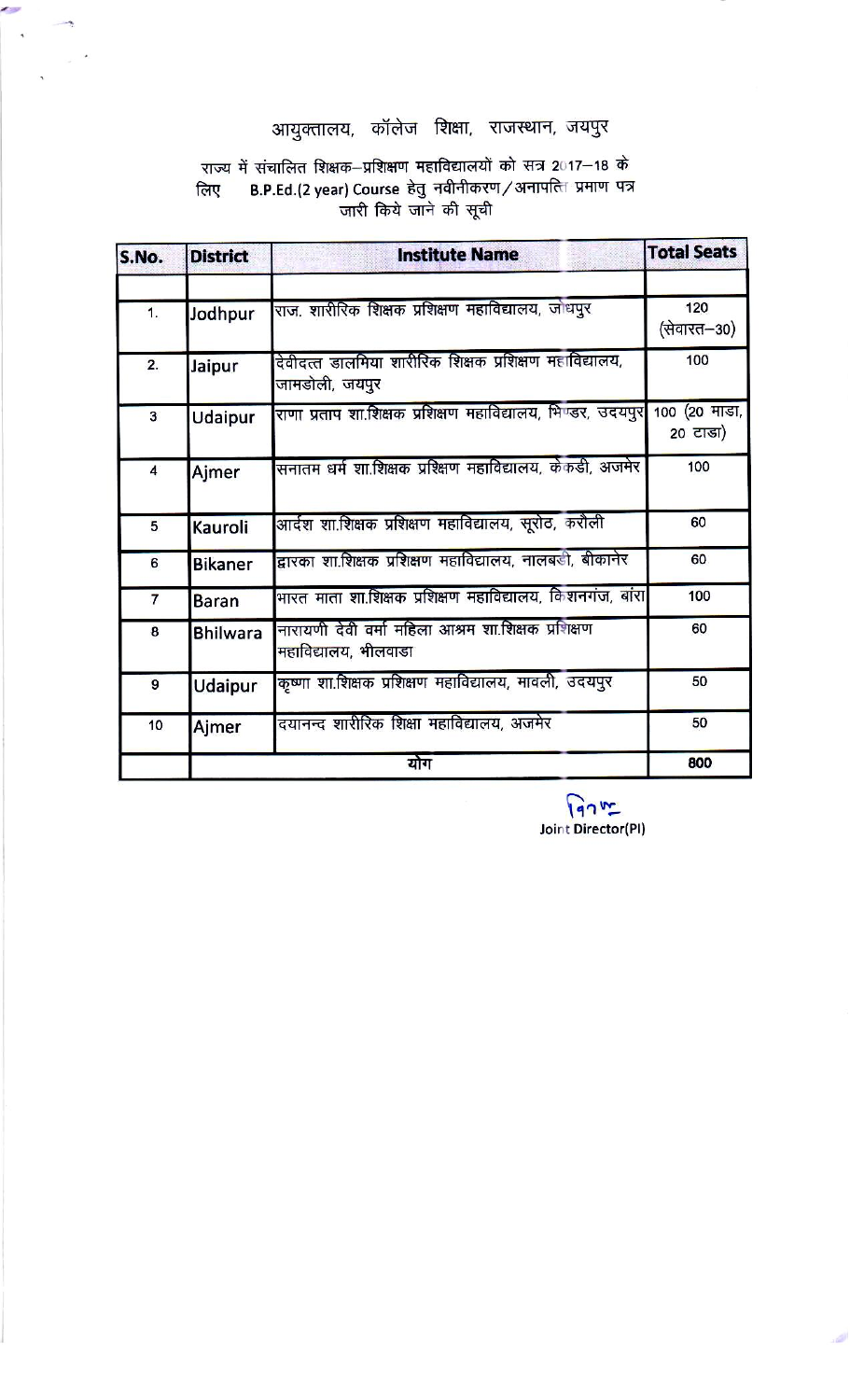# आयुक्तालय, कॉलेज शिक्षा, राजस्थान, जयपुर

राज्य में संचालित शिक्षक–प्रशिक्षण महाविद्यालयों को सत्र 2017–18 के लिए B.P.Ed.(2 year) Course हेतु नवीनीकरण/अनापत्ति प्रमाण पत्र जारी किये जाने की सूची

| S.No. | District | Institute Name | Total Seats |
|---|---|---|---|
| | | | |
| 1. | Jodhpur | राज. शारीरिक शिक्षक प्रशिक्षण महाविद्यालय, जोधपुर | 120 (सेवारत–30) |
| 2. | Jaipur | देवीदत्त डालमिया शारीरिक शिक्षक प्रशिक्षण महाविद्यालय, जामडोली, जयपुर | 100 |
| 3 | Udaipur | राणा प्रताप शा.शिक्षक प्रशिक्षण महाविद्यालय, भिण्डर, उदयपुर | 100 (20 माडा, 20 टाडा) |
| 4 | Ajmer | सनातम धर्म शा.शिक्षक प्रशिक्षण महाविद्यालय, केकडी, अजमेर | 100 |
| 5 | Kauroli | आर्दश शा.शिक्षक प्रशिक्षण महाविद्यालय, सूरोठ, करौली | 60 |
| 6 | Bikaner | द्वारका शा.शिक्षक प्रशिक्षण महाविद्यालय, नालबडी, बीकानेर | 60 |
| 7 | Baran | भारत माता शा.शिक्षक प्रशिक्षण महाविद्यालय, किशनगंज, बांरा | 100 |
| 8 | Bhilwara | नारायणी देवी वर्मा महिला आश्रम शा.शिक्षक प्रशिक्षण महाविद्यालय, भीलवाडा | 60 |
| 9 | Udaipur | कृष्णा शा.शिक्षक प्रशिक्षण महाविद्यालय, मावली, उदयपुर | 50 |
| 10 | Ajmer | दयानन्द शारीरिक शिक्षा महाविद्यालय, अजमेर | 50 |
| | | योग | 800 |

Joint Director(PI)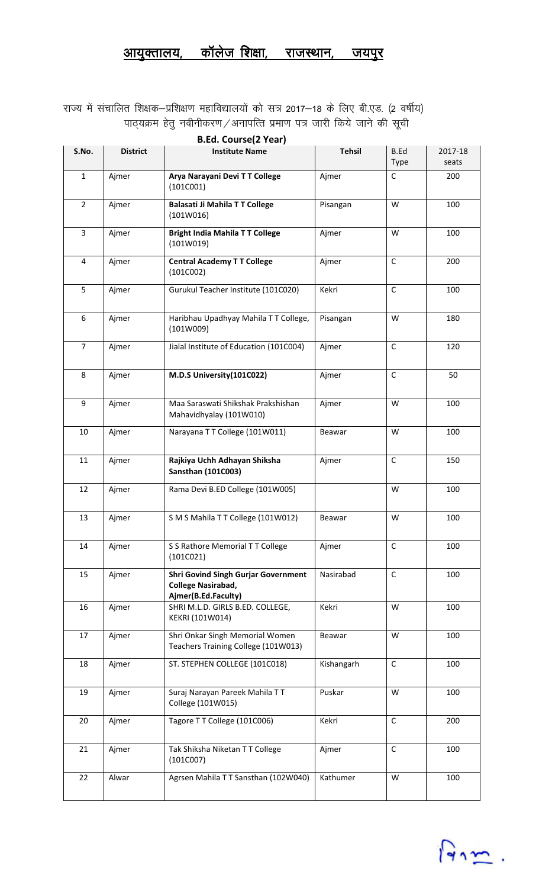# आयुक्तालय, कॉलेज शिक्षा, राजस्थान, जयपुर

राज्य में संचालित शिक्षक–प्रशिक्षण महाविद्यालयों को सत्र 2017–18 के लिए बी.एड. (2 वर्षीय) पाठ्यक्रम हेतु नवीनीकरण/अनापत्ति प्रमाण पत्र जारी किये जाने की सूची

**B.Ed. Course(2 Year)**

| S.No. | District | Institute Name | Tehsil | B.Ed Type | 2017-18 seats |
|---|---|---|---|---|---|
| 1 | Ajmer | **Arya Narayani Devi T T College (101C001)** | Ajmer | C | 200 |
| 2 | Ajmer | **Balasati Ji Mahila T T College (101W016)** | Pisangan | W | 100 |
| 3 | Ajmer | **Bright India Mahila T T College (101W019)** | Ajmer | W | 100 |
| 4 | Ajmer | **Central Academy T T College (101C002)** | Ajmer | C | 200 |
| 5 | Ajmer | Gurukul Teacher Institute (101C020) | Kekri | C | 100 |
| 6 | Ajmer | Haribhau Upadhyay Mahila T T College, (101W009) | Pisangan | W | 180 |
| 7 | Ajmer | Jialal Institute of Education (101C004) | Ajmer | C | 120 |
| 8 | Ajmer | **M.D.S University(101C022)** | Ajmer | C | 50 |
| 9 | Ajmer | Maa Saraswati Shikshak Prakshishan Mahavidhyalay (101W010) | Ajmer | W | 100 |
| 10 | Ajmer | Narayana T T College (101W011) | Beawar | W | 100 |
| 11 | Ajmer | **Rajkiya Uchh Adhayan Shiksha Sansthan (101C003)** | Ajmer | C | 150 |
| 12 | Ajmer | Rama Devi B.ED College (101W005) | | W | 100 |
| 13 | Ajmer | S M S Mahila T T College (101W012) | Beawar | W | 100 |
| 14 | Ajmer | S S Rathore Memorial T T College (101C021) | Ajmer | C | 100 |
| 15 | Ajmer | **Shri Govind Singh Gurjar Government College Nasirabad, Ajmer(B.Ed.Faculty)** | Nasirabad | C | 100 |
| 16 | Ajmer | SHRI M.L.D. GIRLS B.ED. COLLEGE, KEKRI (101W014) | Kekri | W | 100 |
| 17 | Ajmer | Shri Onkar Singh Memorial Women Teachers Training College (101W013) | Beawar | W | 100 |
| 18 | Ajmer | ST. STEPHEN COLLEGE (101C018) | Kishangarh | C | 100 |
| 19 | Ajmer | Suraj Narayan Pareek Mahila T T College (101W015) | Puskar | W | 100 |
| 20 | Ajmer | Tagore T T College (101C006) | Kekri | C | 200 |
| 21 | Ajmer | Tak Shiksha Niketan T T College (101C007) | Ajmer | C | 100 |
| 22 | Alwar | Agrsen Mahila T T Sansthan (102W040) | Kathumer | W | 100 |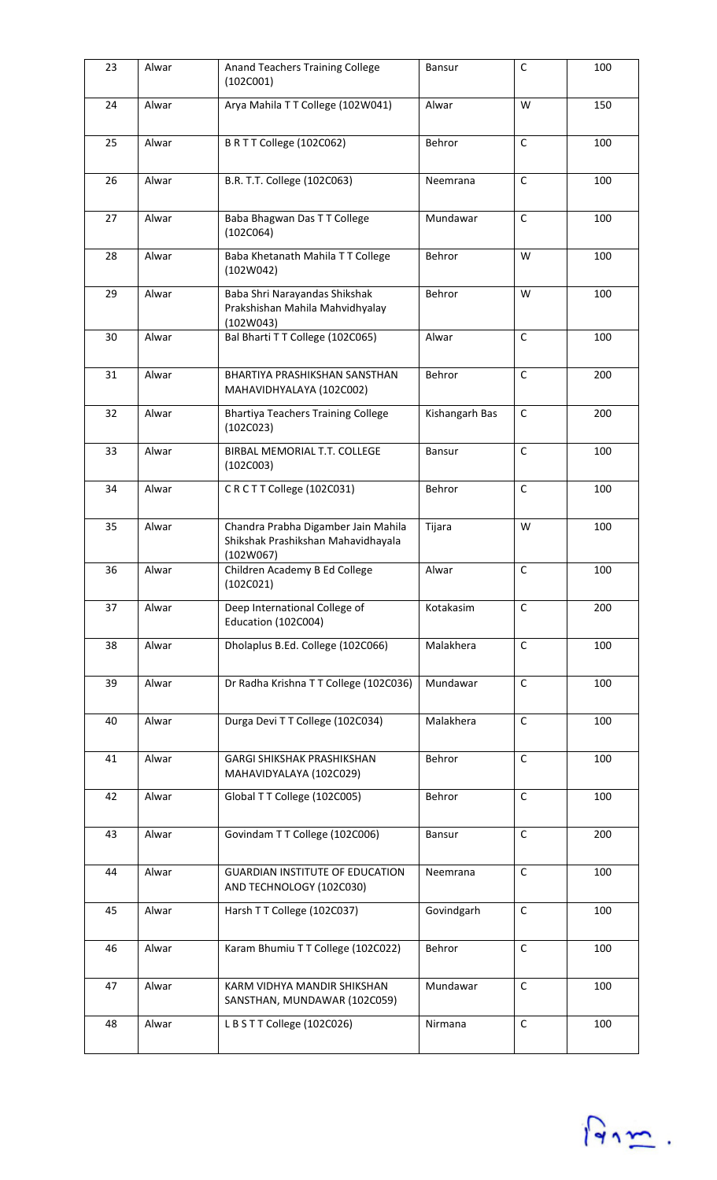| 23 | Alwar | Anand Teachers Training College (102C001) | Bansur | C | 100 |
|---|---|---|---|---|---|
| 24 | Alwar | Arya Mahila T T College (102W041) | Alwar | W | 150 |
| 25 | Alwar | B R T T College (102C062) | Behror | C | 100 |
| 26 | Alwar | B.R. T.T. College (102C063) | Neemrana | C | 100 |
| 27 | Alwar | Baba Bhagwan Das T T College (102C064) | Mundawar | C | 100 |
| 28 | Alwar | Baba Khetanath Mahila T T College (102W042) | Behror | W | 100 |
| 29 | Alwar | Baba Shri Narayandas Shikshak Prakshishan Mahila Mahvidhyalay (102W043) | Behror | W | 100 |
| 30 | Alwar | Bal Bharti T T College (102C065) | Alwar | C | 100 |
| 31 | Alwar | BHARTIYA PRASHIKSHAN SANSTHAN MAHAVIDHYALAYA (102C002) | Behror | C | 200 |
| 32 | Alwar | Bhartiya Teachers Training College (102C023) | Kishangarh Bas | C | 200 |
| 33 | Alwar | BIRBAL MEMORIAL T.T. COLLEGE (102C003) | Bansur | C | 100 |
| 34 | Alwar | C R C T T College (102C031) | Behror | C | 100 |
| 35 | Alwar | Chandra Prabha Digamber Jain Mahila Shikshak Prashikshan Mahavidhayala (102W067) | Tijara | W | 100 |
| 36 | Alwar | Children Academy B Ed College (102C021) | Alwar | C | 100 |
| 37 | Alwar | Deep International College of Education (102C004) | Kotakasim | C | 200 |
| 38 | Alwar | Dholaplus B.Ed. College (102C066) | Malakhera | C | 100 |
| 39 | Alwar | Dr Radha Krishna T T College (102C036) | Mundawar | C | 100 |
| 40 | Alwar | Durga Devi T T College (102C034) | Malakhera | C | 100 |
| 41 | Alwar | GARGI SHIKSHAK PRASHIKSHAN MAHAVIDYALAYA (102C029) | Behror | C | 100 |
| 42 | Alwar | Global T T College (102C005) | Behror | C | 100 |
| 43 | Alwar | Govindam T T College (102C006) | Bansur | C | 200 |
| 44 | Alwar | GUARDIAN INSTITUTE OF EDUCATION AND TECHNOLOGY (102C030) | Neemrana | C | 100 |
| 45 | Alwar | Harsh T T College (102C037) | Govindgarh | C | 100 |
| 46 | Alwar | Karam Bhumiu T T College (102C022) | Behror | C | 100 |
| 47 | Alwar | KARM VIDHYA MANDIR SHIKSHAN SANSTHAN, MUNDAWAR (102C059) | Mundawar | C | 100 |
| 48 | Alwar | L B S T T College (102C026) | Nirmana | C | 100 |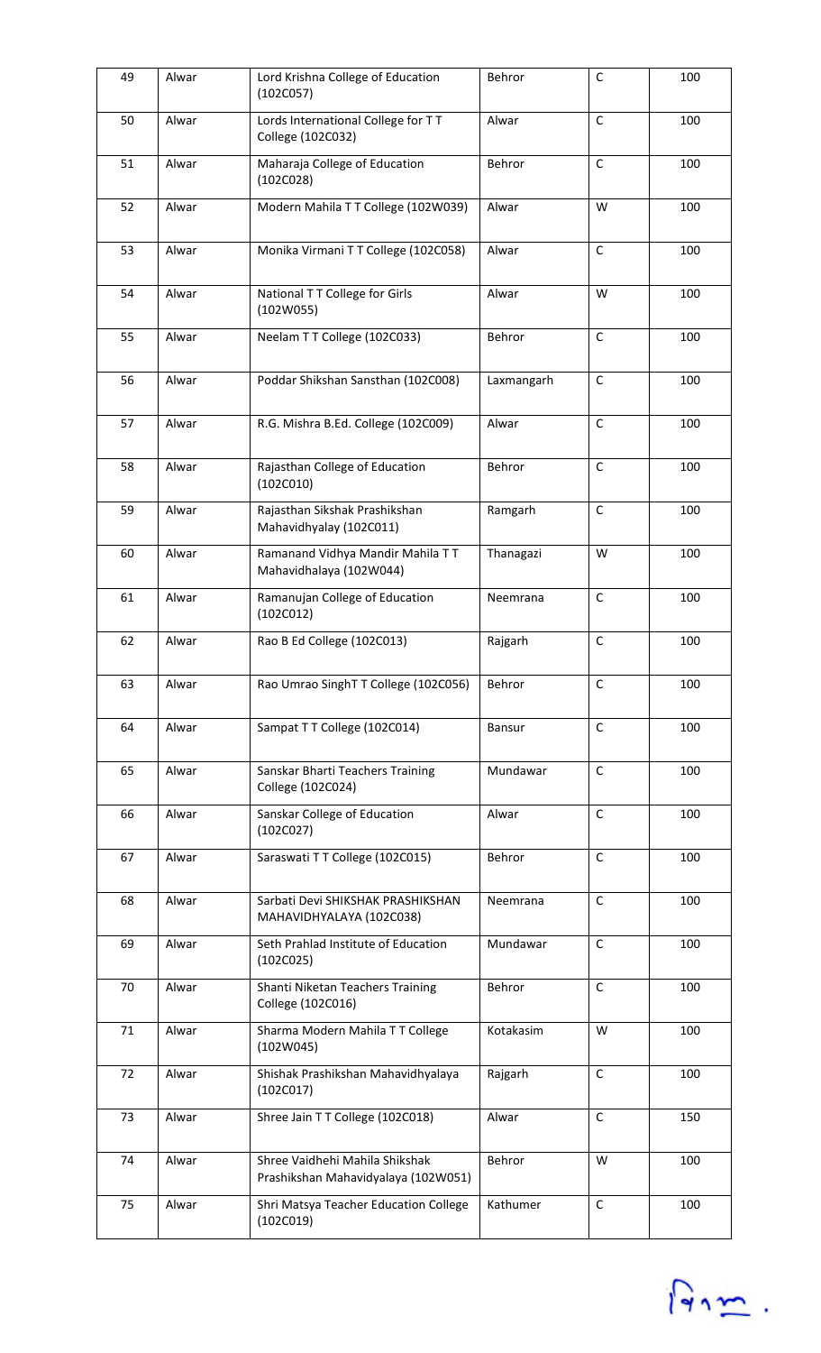| 49 | Alwar | Lord Krishna College of Education (102C057) | Behror | C | 100 |
|---|---|---|---|---|---|
| 50 | Alwar | Lords International College for T T College (102C032) | Alwar | C | 100 |
| 51 | Alwar | Maharaja College of Education (102C028) | Behror | C | 100 |
| 52 | Alwar | Modern Mahila T T College (102W039) | Alwar | W | 100 |
| 53 | Alwar | Monika Virmani T T College (102C058) | Alwar | C | 100 |
| 54 | Alwar | National T T College for Girls (102W055) | Alwar | W | 100 |
| 55 | Alwar | Neelam T T College (102C033) | Behror | C | 100 |
| 56 | Alwar | Poddar Shikshan Sansthan (102C008) | Laxmangarh | C | 100 |
| 57 | Alwar | R.G. Mishra B.Ed. College (102C009) | Alwar | C | 100 |
| 58 | Alwar | Rajasthan College of Education (102C010) | Behror | C | 100 |
| 59 | Alwar | Rajasthan Sikshak Prashikshan Mahavidhyalay (102C011) | Ramgarh | C | 100 |
| 60 | Alwar | Ramanand Vidhya Mandir Mahila T T Mahavidhalaya (102W044) | Thanagazi | W | 100 |
| 61 | Alwar | Ramanujan College of Education (102C012) | Neemrana | C | 100 |
| 62 | Alwar | Rao B Ed College (102C013) | Rajgarh | C | 100 |
| 63 | Alwar | Rao Umrao SinghT T College (102C056) | Behror | C | 100 |
| 64 | Alwar | Sampat T T College (102C014) | Bansur | C | 100 |
| 65 | Alwar | Sanskar Bharti Teachers Training College (102C024) | Mundawar | C | 100 |
| 66 | Alwar | Sanskar College of Education (102C027) | Alwar | C | 100 |
| 67 | Alwar | Saraswati T T College (102C015) | Behror | C | 100 |
| 68 | Alwar | Sarbati Devi SHIKSHAK PRASHIKSHAN MAHAVIDHYALAYA (102C038) | Neemrana | C | 100 |
| 69 | Alwar | Seth Prahlad Institute of Education (102C025) | Mundawar | C | 100 |
| 70 | Alwar | Shanti Niketan Teachers Training College (102C016) | Behror | C | 100 |
| 71 | Alwar | Sharma Modern Mahila T T College (102W045) | Kotakasim | W | 100 |
| 72 | Alwar | Shishak Prashikshan Mahavidhyalaya (102C017) | Rajgarh | C | 100 |
| 73 | Alwar | Shree Jain T T College (102C018) | Alwar | C | 150 |
| 74 | Alwar | Shree Vaidhehi Mahila Shikshak Prashikshan Mahavidyalaya (102W051) | Behror | W | 100 |
| 75 | Alwar | Shri Matsya Teacher Education College (102C019) | Kathumer | C | 100 |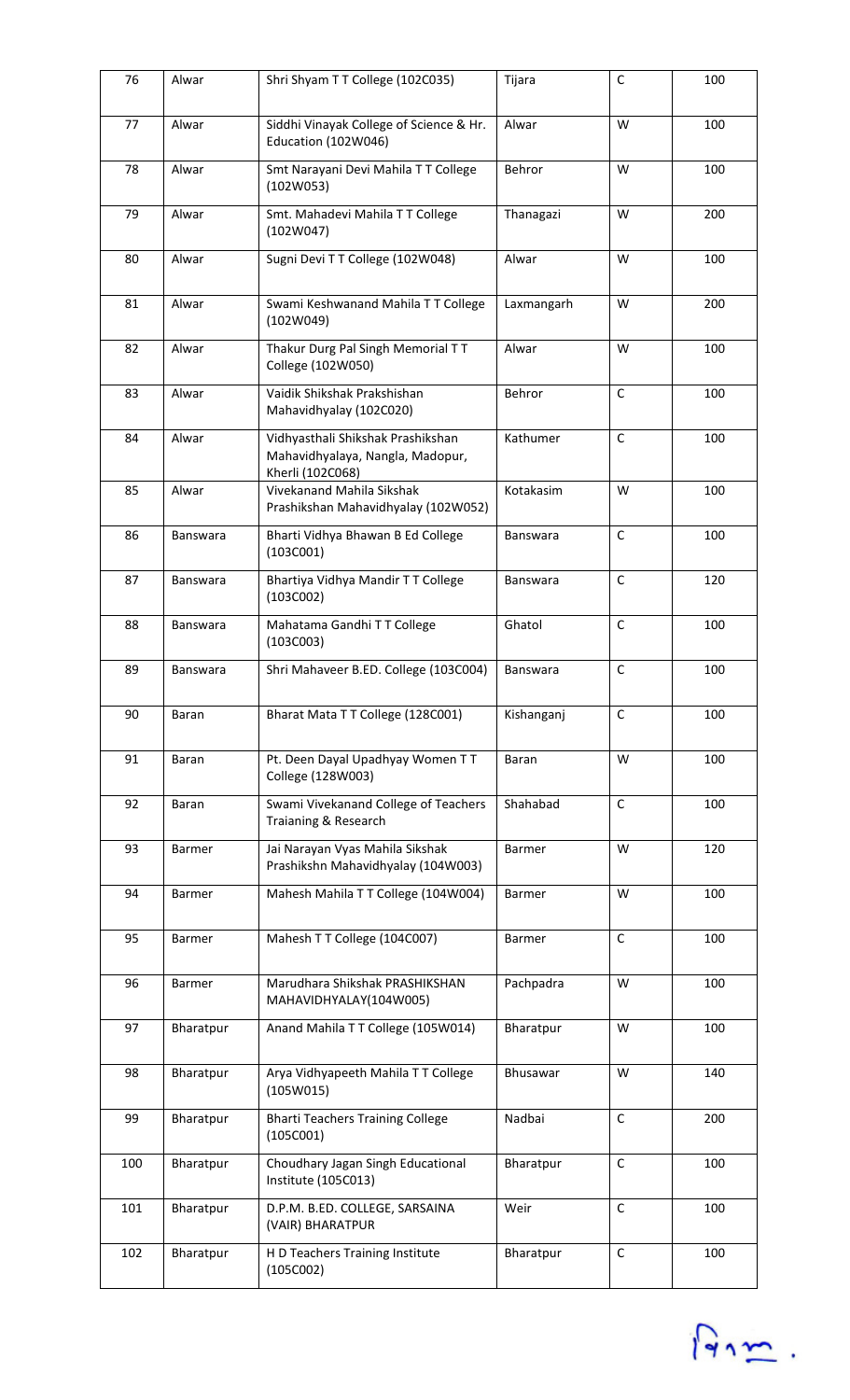| 76 | Alwar | Shri Shyam T T College (102C035) | Tijara | C | 100 |
|---|---|---|---|---|---|
| 77 | Alwar | Siddhi Vinayak College of Science & Hr. Education (102W046) | Alwar | W | 100 |
| 78 | Alwar | Smt Narayani Devi Mahila T T College (102W053) | Behror | W | 100 |
| 79 | Alwar | Smt. Mahadevi Mahila T T College (102W047) | Thanagazi | W | 200 |
| 80 | Alwar | Sugni Devi T T College (102W048) | Alwar | W | 100 |
| 81 | Alwar | Swami Keshwanand Mahila T T College (102W049) | Laxmangarh | W | 200 |
| 82 | Alwar | Thakur Durg Pal Singh Memorial T T College (102W050) | Alwar | W | 100 |
| 83 | Alwar | Vaidik Shikshak Prakshishan Mahavidhyalay (102C020) | Behror | C | 100 |
| 84 | Alwar | Vidhyasthali Shikshak Prashikshan Mahavidhyalaya, Nangla, Madopur, Kherli (102C068) | Kathumer | C | 100 |
| 85 | Alwar | Vivekanand Mahila Sikshak Prashikshan Mahavidhyalay (102W052) | Kotakasim | W | 100 |
| 86 | Banswara | Bharti Vidhya Bhawan B Ed College (103C001) | Banswara | C | 100 |
| 87 | Banswara | Bhartiya Vidhya Mandir T T College (103C002) | Banswara | C | 120 |
| 88 | Banswara | Mahatama Gandhi T T College (103C003) | Ghatol | C | 100 |
| 89 | Banswara | Shri Mahaveer B.ED. College (103C004) | Banswara | C | 100 |
| 90 | Baran | Bharat Mata T T College (128C001) | Kishanganj | C | 100 |
| 91 | Baran | Pt. Deen Dayal Upadhyay Women T T College (128W003) | Baran | W | 100 |
| 92 | Baran | Swami Vivekanand College of Teachers Traianing & Research | Shahabad | C | 100 |
| 93 | Barmer | Jai Narayan Vyas Mahila Sikshak Prashikshn Mahavidhyalay (104W003) | Barmer | W | 120 |
| 94 | Barmer | Mahesh Mahila T T College (104W004) | Barmer | W | 100 |
| 95 | Barmer | Mahesh T T College (104C007) | Barmer | C | 100 |
| 96 | Barmer | Marudhara Shikshak PRASHIKSHAN MAHAVIDHYALAY(104W005) | Pachpadra | W | 100 |
| 97 | Bharatpur | Anand Mahila T T College (105W014) | Bharatpur | W | 100 |
| 98 | Bharatpur | Arya Vidhyapeeth Mahila T T College (105W015) | Bhusawar | W | 140 |
| 99 | Bharatpur | Bharti Teachers Training College (105C001) | Nadbai | C | 200 |
| 100 | Bharatpur | Choudhary Jagan Singh Educational Institute (105C013) | Bharatpur | C | 100 |
| 101 | Bharatpur | D.P.M. B.ED. COLLEGE, SARSAINA (VAIR) BHARATPUR | Weir | C | 100 |
| 102 | Bharatpur | H D Teachers Training Institute (105C002) | Bharatpur | C | 100 |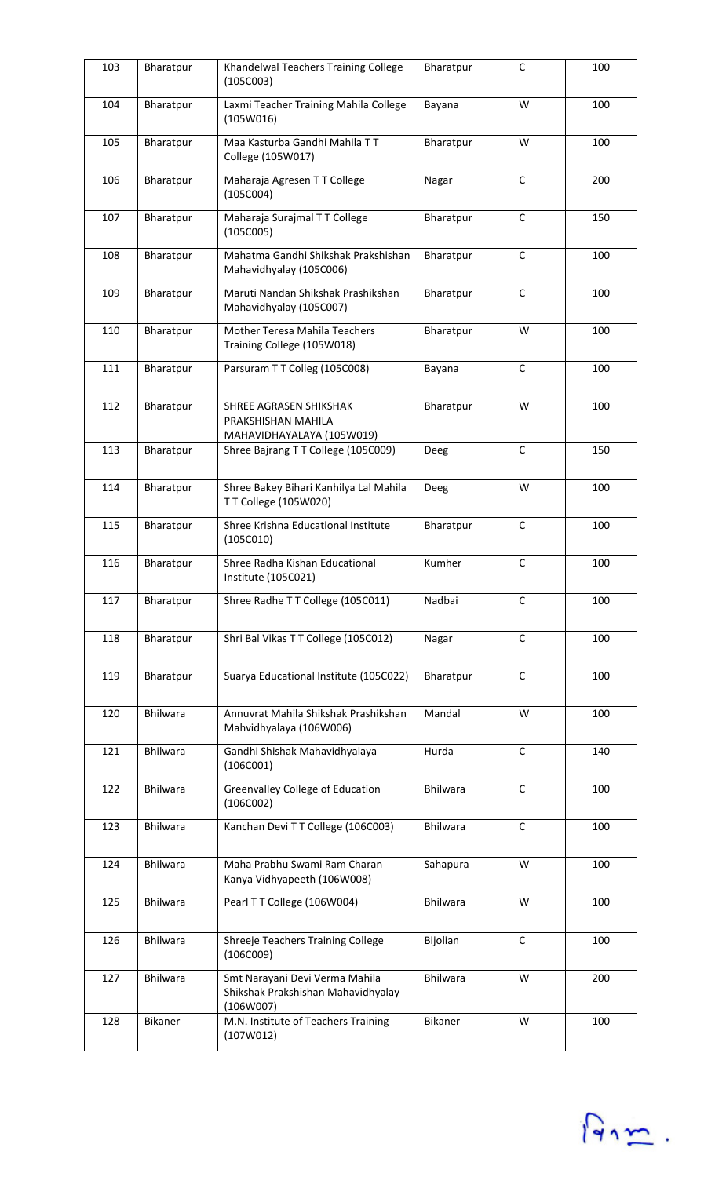| 103 | Bharatpur | Khandelwal Teachers Training College (105C003) | Bharatpur | C | 100 |
|---|---|---|---|---|---|
| 104 | Bharatpur | Laxmi Teacher Training Mahila College (105W016) | Bayana | W | 100 |
| 105 | Bharatpur | Maa Kasturba Gandhi Mahila T T College (105W017) | Bharatpur | W | 100 |
| 106 | Bharatpur | Maharaja Agresen T T College (105C004) | Nagar | C | 200 |
| 107 | Bharatpur | Maharaja Surajmal T T College (105C005) | Bharatpur | C | 150 |
| 108 | Bharatpur | Mahatma Gandhi Shikshak Prakshishan Mahavidhyalay (105C006) | Bharatpur | C | 100 |
| 109 | Bharatpur | Maruti Nandan Shikshak Prashikshan Mahavidhyalay (105C007) | Bharatpur | C | 100 |
| 110 | Bharatpur | Mother Teresa Mahila Teachers Training College (105W018) | Bharatpur | W | 100 |
| 111 | Bharatpur | Parsuram T T Colleg (105C008) | Bayana | C | 100 |
| 112 | Bharatpur | SHREE AGRASEN SHIKSHAK PRAKSHISHAN MAHILA MAHAVIDHAYALAYA (105W019) | Bharatpur | W | 100 |
| 113 | Bharatpur | Shree Bajrang T T College (105C009) | Deeg | C | 150 |
| 114 | Bharatpur | Shree Bakey Bihari Kanhilya Lal Mahila T T College (105W020) | Deeg | W | 100 |
| 115 | Bharatpur | Shree Krishna Educational Institute (105C010) | Bharatpur | C | 100 |
| 116 | Bharatpur | Shree Radha Kishan Educational Institute (105C021) | Kumher | C | 100 |
| 117 | Bharatpur | Shree Radhe T T College (105C011) | Nadbai | C | 100 |
| 118 | Bharatpur | Shri Bal Vikas T T College (105C012) | Nagar | C | 100 |
| 119 | Bharatpur | Suarya Educational Institute (105C022) | Bharatpur | C | 100 |
| 120 | Bhilwara | Annuvrat Mahila Shikshak Prashikshan Mahvidhyalaya (106W006) | Mandal | W | 100 |
| 121 | Bhilwara | Gandhi Shishak Mahavidhyalaya (106C001) | Hurda | C | 140 |
| 122 | Bhilwara | Greenvalley College of Education (106C002) | Bhilwara | C | 100 |
| 123 | Bhilwara | Kanchan Devi T T College (106C003) | Bhilwara | C | 100 |
| 124 | Bhilwara | Maha Prabhu Swami Ram Charan Kanya Vidhyapeeth (106W008) | Sahapura | W | 100 |
| 125 | Bhilwara | Pearl T T College (106W004) | Bhilwara | W | 100 |
| 126 | Bhilwara | Shreeje Teachers Training College (106C009) | Bijolian | C | 100 |
| 127 | Bhilwara | Smt Narayani Devi Verma Mahila Shikshak Prakshishan Mahavidhyalay (106W007) | Bhilwara | W | 200 |
| 128 | Bikaner | M.N. Institute of Teachers Training (107W012) | Bikaner | W | 100 |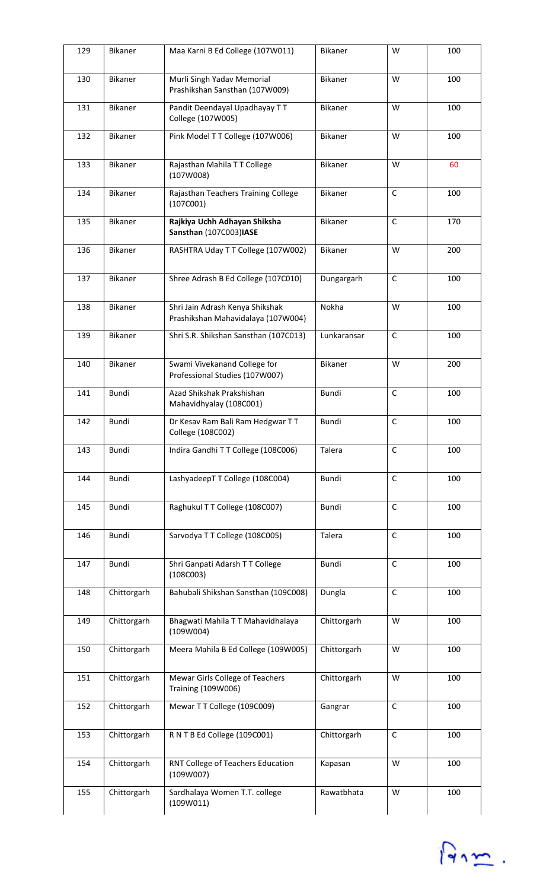| 129 | Bikaner | Maa Karni B Ed College (107W011) | Bikaner | W | 100 |
|---|---|---|---|---|---|
| 130 | Bikaner | Murli Singh Yadav Memorial Prashikshan Sansthan (107W009) | Bikaner | W | 100 |
| 131 | Bikaner | Pandit Deendayal Upadhayay T T College (107W005) | Bikaner | W | 100 |
| 132 | Bikaner | Pink Model T T College (107W006) | Bikaner | W | 100 |
| 133 | Bikaner | Rajasthan Mahila T T College (107W008) | Bikaner | W | 60 |
| 134 | Bikaner | Rajasthan Teachers Training College (107C001) | Bikaner | C | 100 |
| 135 | Bikaner | **Rajkiya Uchh Adhayan Shiksha Sansthan** (107C003)**IASE** | Bikaner | C | 170 |
| 136 | Bikaner | RASHTRA Uday T T College (107W002) | Bikaner | W | 200 |
| 137 | Bikaner | Shree Adrash B Ed College (107C010) | Dungargarh | C | 100 |
| 138 | Bikaner | Shri Jain Adrash Kenya Shikshak Prashikshan Mahavidalaya (107W004) | Nokha | W | 100 |
| 139 | Bikaner | Shri S.R. Shikshan Sansthan (107C013) | Lunkaransar | C | 100 |
| 140 | Bikaner | Swami Vivekanand College for Professional Studies (107W007) | Bikaner | W | 200 |
| 141 | Bundi | Azad Shikshak Prakshishan Mahavidhyalay (108C001) | Bundi | C | 100 |
| 142 | Bundi | Dr Kesav Ram Bali Ram Hedgwar T T College (108C002) | Bundi | C | 100 |
| 143 | Bundi | Indira Gandhi T T College (108C006) | Talera | C | 100 |
| 144 | Bundi | LashyadeepT T College (108C004) | Bundi | C | 100 |
| 145 | Bundi | Raghukul T T College (108C007) | Bundi | C | 100 |
| 146 | Bundi | Sarvodya T T College (108C005) | Talera | C | 100 |
| 147 | Bundi | Shri Ganpati Adarsh T T College (108C003) | Bundi | C | 100 |
| 148 | Chittorgarh | Bahubali Shikshan Sansthan (109C008) | Dungla | C | 100 |
| 149 | Chittorgarh | Bhagwati Mahila T T Mahavidhalaya (109W004) | Chittorgarh | W | 100 |
| 150 | Chittorgarh | Meera Mahila B Ed College (109W005) | Chittorgarh | W | 100 |
| 151 | Chittorgarh | Mewar Girls College of Teachers Training (109W006) | Chittorgarh | W | 100 |
| 152 | Chittorgarh | Mewar T T College (109C009) | Gangrar | C | 100 |
| 153 | Chittorgarh | R N T B Ed College (109C001) | Chittorgarh | C | 100 |
| 154 | Chittorgarh | RNT College of Teachers Education (109W007) | Kapasan | W | 100 |
| 155 | Chittorgarh | Sardhalaya Women T.T. college (109W011) | Rawatbhata | W | 100 |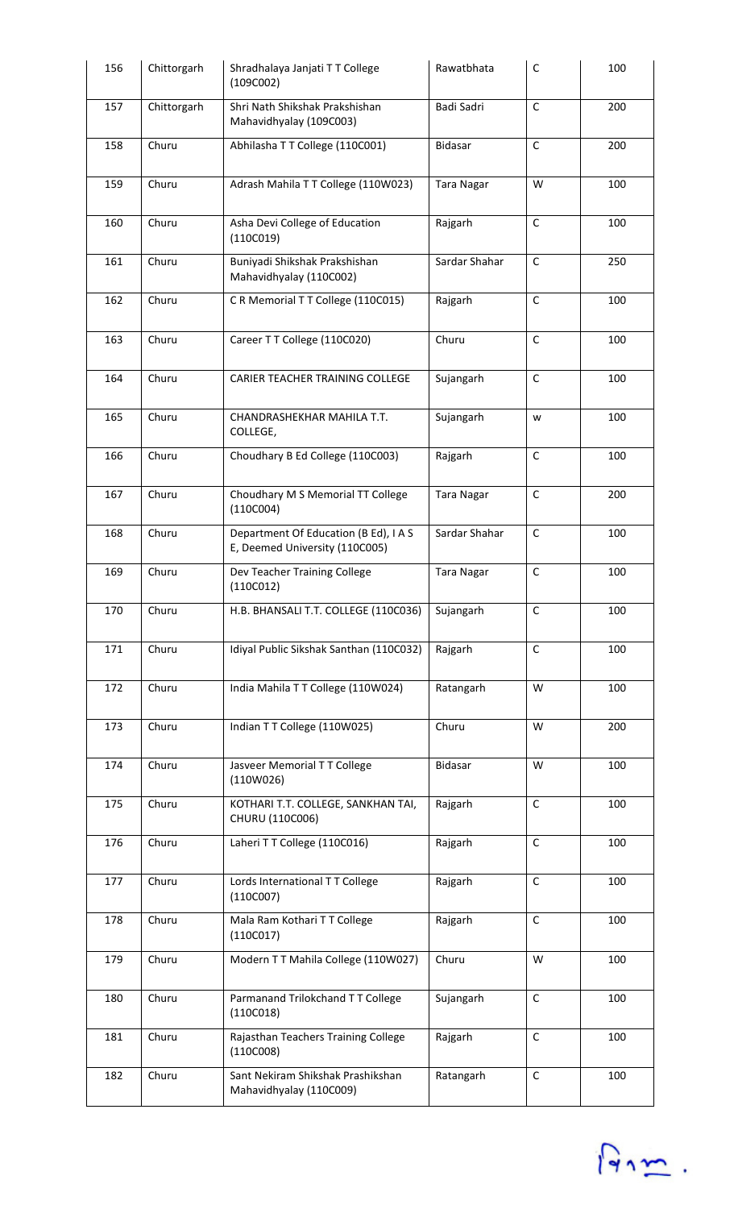| 156 | Chittorgarh | Shradhalaya Janjati T T College (109C002) | Rawatbhata | C | 100 |
|---|---|---|---|---|---|
| 157 | Chittorgarh | Shri Nath Shikshak Prakshishan Mahavidhyalay (109C003) | Badi Sadri | C | 200 |
| 158 | Churu | Abhilasha T T College (110C001) | Bidasar | C | 200 |
| 159 | Churu | Adrash Mahila T T College (110W023) | Tara Nagar | W | 100 |
| 160 | Churu | Asha Devi College of Education (110C019) | Rajgarh | C | 100 |
| 161 | Churu | Buniyadi Shikshak Prakshishan Mahavidhyalay (110C002) | Sardar Shahar | C | 250 |
| 162 | Churu | C R Memorial T T College (110C015) | Rajgarh | C | 100 |
| 163 | Churu | Career T T College (110C020) | Churu | C | 100 |
| 164 | Churu | CARIER TEACHER TRAINING COLLEGE | Sujangarh | C | 100 |
| 165 | Churu | CHANDRASHEKHAR MAHILA T.T. COLLEGE, | Sujangarh | w | 100 |
| 166 | Churu | Choudhary B Ed College (110C003) | Rajgarh | C | 100 |
| 167 | Churu | Choudhary M S Memorial TT College (110C004) | Tara Nagar | C | 200 |
| 168 | Churu | Department Of Education (B Ed), I A S E, Deemed University (110C005) | Sardar Shahar | C | 100 |
| 169 | Churu | Dev Teacher Training College (110C012) | Tara Nagar | C | 100 |
| 170 | Churu | H.B. BHANSALI T.T. COLLEGE (110C036) | Sujangarh | C | 100 |
| 171 | Churu | Idiyal Public Sikshak Santhan (110C032) | Rajgarh | C | 100 |
| 172 | Churu | India Mahila T T College (110W024) | Ratangarh | W | 100 |
| 173 | Churu | Indian T T College (110W025) | Churu | W | 200 |
| 174 | Churu | Jasveer Memorial T T College (110W026) | Bidasar | W | 100 |
| 175 | Churu | KOTHARI T.T. COLLEGE, SANKHAN TAI, CHURU (110C006) | Rajgarh | C | 100 |
| 176 | Churu | Laheri T T College (110C016) | Rajgarh | C | 100 |
| 177 | Churu | Lords International T T College (110C007) | Rajgarh | C | 100 |
| 178 | Churu | Mala Ram Kothari T T College (110C017) | Rajgarh | C | 100 |
| 179 | Churu | Modern T T Mahila College (110W027) | Churu | W | 100 |
| 180 | Churu | Parmanand Trilokchand T T College (110C018) | Sujangarh | C | 100 |
| 181 | Churu | Rajasthan Teachers Training College (110C008) | Rajgarh | C | 100 |
| 182 | Churu | Sant Nekiram Shikshak Prashikshan Mahavidhyalay (110C009) | Ratangarh | C | 100 |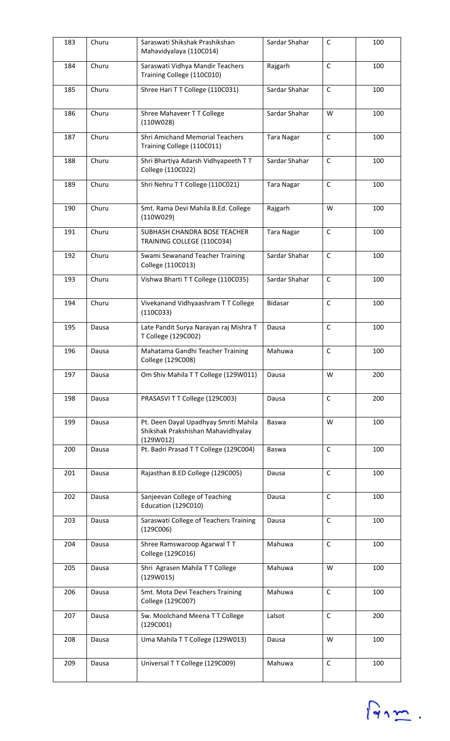| 183 | Churu | Saraswati Shikshak Prashikshan Mahavidyalaya (110C014) | Sardar Shahar | C | 100 |
|---|---|---|---|---|---|
| 184 | Churu | Saraswati Vidhya Mandir Teachers Training College (110C010) | Rajgarh | C | 100 |
| 185 | Churu | Shree Hari T T College (110C031) | Sardar Shahar | C | 100 |
| 186 | Churu | Shree Mahaveer T T College (110W028) | Sardar Shahar | W | 100 |
| 187 | Churu | Shri Amichand Memorial Teachers Training College (110C011) | Tara Nagar | C | 100 |
| 188 | Churu | Shri Bhartiya Adarsh Vidhyapeeth T T College (110C022) | Sardar Shahar | C | 100 |
| 189 | Churu | Shri Nehru T T College (110C021) | Tara Nagar | C | 100 |
| 190 | Churu | Smt. Rama Devi Mahila B.Ed. College (110W029) | Rajgarh | W | 100 |
| 191 | Churu | SUBHASH CHANDRA BOSE TEACHER TRAINING COLLEGE (110C034) | Tara Nagar | C | 100 |
| 192 | Churu | Swami Sewanand Teacher Training College (110C013) | Sardar Shahar | C | 100 |
| 193 | Churu | Vishwa Bharti T T College (110C035) | Sardar Shahar | C | 100 |
| 194 | Churu | Vivekanand Vidhyaashram T T College (110C033) | Bidasar | C | 100 |
| 195 | Dausa | Late Pandit Surya Narayan raj Mishra T T College (129C002) | Dausa | C | 100 |
| 196 | Dausa | Mahatama Gandhi Teacher Training College (129C008) | Mahuwa | C | 100 |
| 197 | Dausa | Om Shiv Mahila T T College (129W011) | Dausa | W | 200 |
| 198 | Dausa | PRASASVI T T College (129C003) | Dausa | C | 200 |
| 199 | Dausa | Pt. Deen Dayal Upadhyay Smriti Mahila Shikshak Prakshishan Mahavidhyalay (129W012) | Baswa | W | 100 |
| 200 | Dausa | Pt. Badri Prasad T T College (129C004) | Baswa | C | 100 |
| 201 | Dausa | Rajasthan B.ED College (129C005) | Dausa | C | 100 |
| 202 | Dausa | Sanjeevan College of Teaching Education (129C010) | Dausa | C | 100 |
| 203 | Dausa | Saraswati College of Teachers Training (129C006) | Dausa | C | 100 |
| 204 | Dausa | Shree Ramswaroop Agarwal T T College (129C016) | Mahuwa | C | 100 |
| 205 | Dausa | Shri Agrasen Mahila T T College (129W015) | Mahuwa | W | 100 |
| 206 | Dausa | Smt. Mota Devi Teachers Training College (129C007) | Mahuwa | C | 100 |
| 207 | Dausa | Sw. Moolchand Meena T T College (129C001) | Lalsot | C | 200 |
| 208 | Dausa | Uma Mahila T T College (129W013) | Dausa | W | 100 |
| 209 | Dausa | Universal T T College (129C009) | Mahuwa | C | 100 |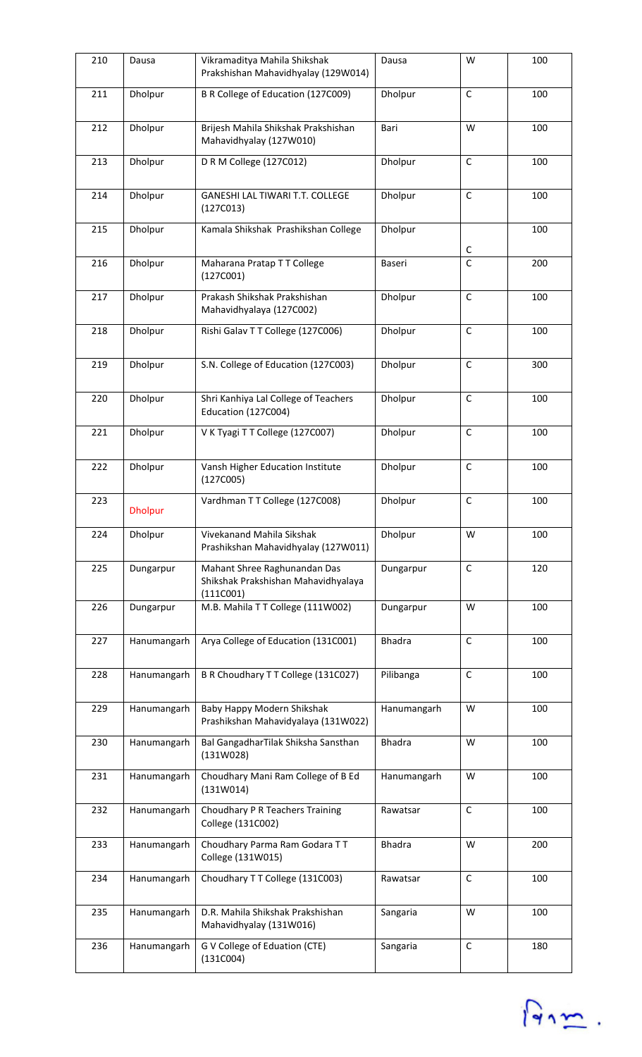| 210 | Dausa | Vikramaditya Mahila Shikshak Prakshishan Mahavidhyalay (129W014) | Dausa | W | 100 |
|---|---|---|---|---|---|
| 211 | Dholpur | B R College of Education (127C009) | Dholpur | C | 100 |
| 212 | Dholpur | Brijesh Mahila Shikshak Prakshishan Mahavidhyalay (127W010) | Bari | W | 100 |
| 213 | Dholpur | D R M College (127C012) | Dholpur | C | 100 |
| 214 | Dholpur | GANESHI LAL TIWARI T.T. COLLEGE (127C013) | Dholpur | C | 100 |
| 215 | Dholpur | Kamala Shikshak Prashikshan College | Dholpur | C | 100 |
| 216 | Dholpur | Maharana Pratap T T College (127C001) | Baseri | C | 200 |
| 217 | Dholpur | Prakash Shikshak Prakshishan Mahavidhyalaya (127C002) | Dholpur | C | 100 |
| 218 | Dholpur | Rishi Galav T T College (127C006) | Dholpur | C | 100 |
| 219 | Dholpur | S.N. College of Education (127C003) | Dholpur | C | 300 |
| 220 | Dholpur | Shri Kanhiya Lal College of Teachers Education (127C004) | Dholpur | C | 100 |
| 221 | Dholpur | V K Tyagi T T College (127C007) | Dholpur | C | 100 |
| 222 | Dholpur | Vansh Higher Education Institute (127C005) | Dholpur | C | 100 |
| 223 | Dholpur | Vardhman T T College (127C008) | Dholpur | C | 100 |
| 224 | Dholpur | Vivekanand Mahila Sikshak Prashikshan Mahavidhyalay (127W011) | Dholpur | W | 100 |
| 225 | Dungarpur | Mahant Shree Raghunandan Das Shikshak Prakshishan Mahavidhyalaya (111C001) | Dungarpur | C | 120 |
| 226 | Dungarpur | M.B. Mahila T T College (111W002) | Dungarpur | W | 100 |
| 227 | Hanumangarh | Arya College of Education (131C001) | Bhadra | C | 100 |
| 228 | Hanumangarh | B R Choudhary T T College (131C027) | Pilibanga | C | 100 |
| 229 | Hanumangarh | Baby Happy Modern Shikshak Prashikshan Mahavidyalaya (131W022) | Hanumangarh | W | 100 |
| 230 | Hanumangarh | Bal GangadharTilak Shiksha Sansthan (131W028) | Bhadra | W | 100 |
| 231 | Hanumangarh | Choudhary Mani Ram College of B Ed (131W014) | Hanumangarh | W | 100 |
| 232 | Hanumangarh | Choudhary P R Teachers Training College (131C002) | Rawatsar | C | 100 |
| 233 | Hanumangarh | Choudhary Parma Ram Godara T T College (131W015) | Bhadra | W | 200 |
| 234 | Hanumangarh | Choudhary T T College (131C003) | Rawatsar | C | 100 |
| 235 | Hanumangarh | D.R. Mahila Shikshak Prakshishan Mahavidhyalay (131W016) | Sangaria | W | 100 |
| 236 | Hanumangarh | G V College of Eduation (CTE) (131C004) | Sangaria | C | 180 |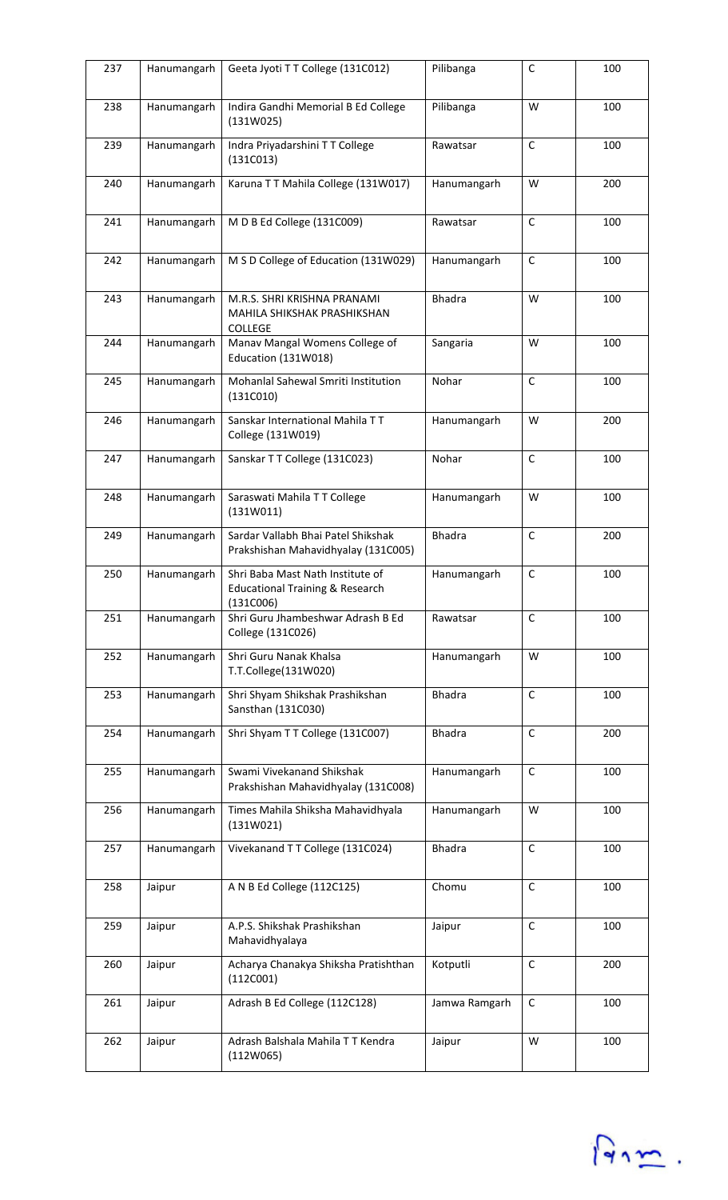| 237 | Hanumangarh | Geeta Jyoti T T College (131C012) | Pilibanga | C | 100 |
|---|---|---|---|---|---|
| 238 | Hanumangarh | Indira Gandhi Memorial B Ed College (131W025) | Pilibanga | W | 100 |
| 239 | Hanumangarh | Indra Priyadarshini T T College (131C013) | Rawatsar | C | 100 |
| 240 | Hanumangarh | Karuna T T Mahila College (131W017) | Hanumangarh | W | 200 |
| 241 | Hanumangarh | M D B Ed College (131C009) | Rawatsar | C | 100 |
| 242 | Hanumangarh | M S D College of Education (131W029) | Hanumangarh | C | 100 |
| 243 | Hanumangarh | M.R.S. SHRI KRISHNA PRANAMI MAHILA SHIKSHAK PRASHIKSHAN COLLEGE | Bhadra | W | 100 |
| 244 | Hanumangarh | Manav Mangal Womens College of Education (131W018) | Sangaria | W | 100 |
| 245 | Hanumangarh | Mohanlal Sahewal Smriti Institution (131C010) | Nohar | C | 100 |
| 246 | Hanumangarh | Sanskar International Mahila T T College (131W019) | Hanumangarh | W | 200 |
| 247 | Hanumangarh | Sanskar T T College (131C023) | Nohar | C | 100 |
| 248 | Hanumangarh | Saraswati Mahila T T College (131W011) | Hanumangarh | W | 100 |
| 249 | Hanumangarh | Sardar Vallabh Bhai Patel Shikshak Prakshishan Mahavidhyalay (131C005) | Bhadra | C | 200 |
| 250 | Hanumangarh | Shri Baba Mast Nath Institute of Educational Training & Research (131C006) | Hanumangarh | C | 100 |
| 251 | Hanumangarh | Shri Guru Jhambeshwar Adrash B Ed College (131C026) | Rawatsar | C | 100 |
| 252 | Hanumangarh | Shri Guru Nanak Khalsa T.T.College(131W020) | Hanumangarh | W | 100 |
| 253 | Hanumangarh | Shri Shyam Shikshak Prashikshan Sansthan (131C030) | Bhadra | C | 100 |
| 254 | Hanumangarh | Shri Shyam T T College (131C007) | Bhadra | C | 200 |
| 255 | Hanumangarh | Swami Vivekanand Shikshak Prakshishan Mahavidhyalay (131C008) | Hanumangarh | C | 100 |
| 256 | Hanumangarh | Times Mahila Shiksha Mahavidhyala (131W021) | Hanumangarh | W | 100 |
| 257 | Hanumangarh | Vivekanand T T College (131C024) | Bhadra | C | 100 |
| 258 | Jaipur | A N B Ed College (112C125) | Chomu | C | 100 |
| 259 | Jaipur | A.P.S. Shikshak Prashikshan Mahavidhyalaya | Jaipur | C | 100 |
| 260 | Jaipur | Acharya Chanakya Shiksha Pratishthan (112C001) | Kotputli | C | 200 |
| 261 | Jaipur | Adrash B Ed College (112C128) | Jamwa Ramgarh | C | 100 |
| 262 | Jaipur | Adrash Balshala Mahila T T Kendra (112W065) | Jaipur | W | 100 |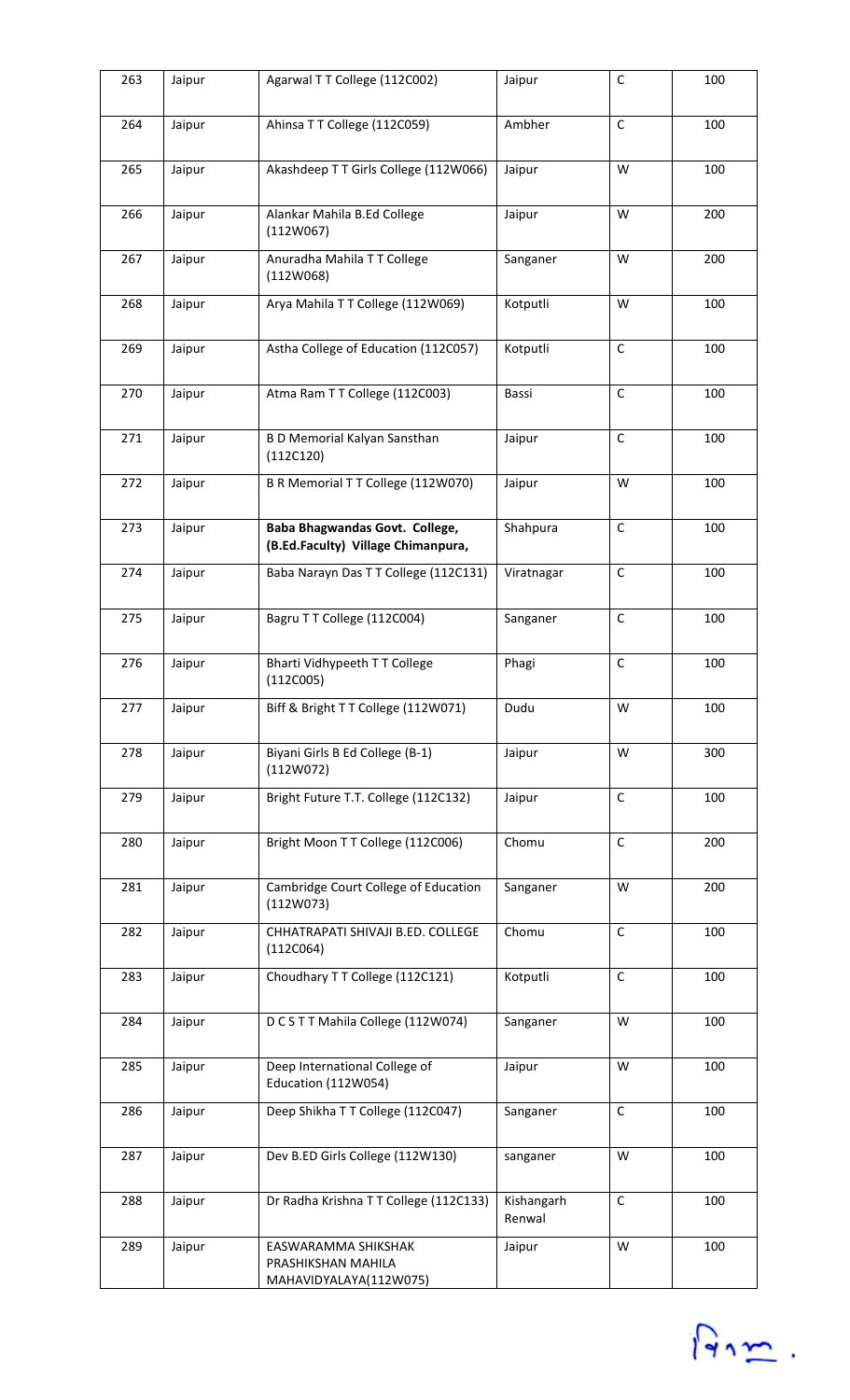| 263 | Jaipur | Agarwal T T College (112C002) | Jaipur | C | 100 |
|---|---|---|---|---|---|
| 264 | Jaipur | Ahinsa T T College (112C059) | Ambher | C | 100 |
| 265 | Jaipur | Akashdeep T T Girls College (112W066) | Jaipur | W | 100 |
| 266 | Jaipur | Alankar Mahila B.Ed College (112W067) | Jaipur | W | 200 |
| 267 | Jaipur | Anuradha Mahila T T College (112W068) | Sanganer | W | 200 |
| 268 | Jaipur | Arya Mahila T T College (112W069) | Kotputli | W | 100 |
| 269 | Jaipur | Astha College of Education (112C057) | Kotputli | C | 100 |
| 270 | Jaipur | Atma Ram T T College (112C003) | Bassi | C | 100 |
| 271 | Jaipur | B D Memorial Kalyan Sansthan (112C120) | Jaipur | C | 100 |
| 272 | Jaipur | B R Memorial T T College (112W070) | Jaipur | W | 100 |
| 273 | Jaipur | **Baba Bhagwandas Govt. College, (B.Ed.Faculty) Village Chimanpura,** | Shahpura | C | 100 |
| 274 | Jaipur | Baba Narayn Das T T College (112C131) | Viratnagar | C | 100 |
| 275 | Jaipur | Bagru T T College (112C004) | Sanganer | C | 100 |
| 276 | Jaipur | Bharti Vidhypeeth T T College (112C005) | Phagi | C | 100 |
| 277 | Jaipur | Biff & Bright T T College (112W071) | Dudu | W | 100 |
| 278 | Jaipur | Biyani Girls B Ed College (B-1) (112W072) | Jaipur | W | 300 |
| 279 | Jaipur | Bright Future T.T. College (112C132) | Jaipur | C | 100 |
| 280 | Jaipur | Bright Moon T T College (112C006) | Chomu | C | 200 |
| 281 | Jaipur | Cambridge Court College of Education (112W073) | Sanganer | W | 200 |
| 282 | Jaipur | CHHATRAPATI SHIVAJI B.ED. COLLEGE (112C064) | Chomu | C | 100 |
| 283 | Jaipur | Choudhary T T College (112C121) | Kotputli | C | 100 |
| 284 | Jaipur | D C S T T Mahila College (112W074) | Sanganer | W | 100 |
| 285 | Jaipur | Deep International College of Education (112W054) | Jaipur | W | 100 |
| 286 | Jaipur | Deep Shikha T T College (112C047) | Sanganer | C | 100 |
| 287 | Jaipur | Dev B.ED Girls College (112W130) | sanganer | W | 100 |
| 288 | Jaipur | Dr Radha Krishna T T College (112C133) | Kishangarh Renwal | C | 100 |
| 289 | Jaipur | EASWARAMMA SHIKSHAK PRASHIKSHAN MAHILA MAHAVIDYALAYA(112W075) | Jaipur | W | 100 |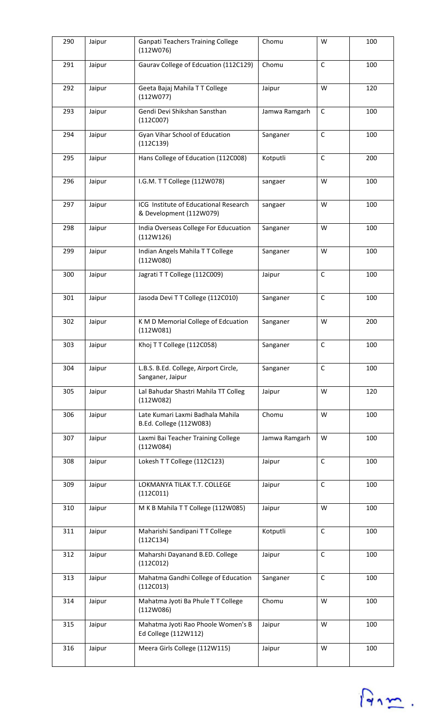| 290 | Jaipur | Ganpati Teachers Training College (112W076) | Chomu | W | 100 |
|---|---|---|---|---|---|
| 291 | Jaipur | Gaurav College of Edcuation (112C129) | Chomu | C | 100 |
| 292 | Jaipur | Geeta Bajaj Mahila T T College (112W077) | Jaipur | W | 120 |
| 293 | Jaipur | Gendi Devi Shikshan Sansthan (112C007) | Jamwa Ramgarh | C | 100 |
| 294 | Jaipur | Gyan Vihar School of Education (112C139) | Sanganer | C | 100 |
| 295 | Jaipur | Hans College of Education (112C008) | Kotputli | C | 200 |
| 296 | Jaipur | I.G.M. T T College (112W078) | sangaer | W | 100 |
| 297 | Jaipur | ICG Institute of Educational Research & Development (112W079) | sangaer | W | 100 |
| 298 | Jaipur | India Overseas College For Edcuation (112W126) | Sanganer | W | 100 |
| 299 | Jaipur | Indian Angels Mahila T T College (112W080) | Sanganer | W | 100 |
| 300 | Jaipur | Jagrati T T College (112C009) | Jaipur | C | 100 |
| 301 | Jaipur | Jasoda Devi T T College (112C010) | Sanganer | C | 100 |
| 302 | Jaipur | K M D Memorial College of Edcuation (112W081) | Sanganer | W | 200 |
| 303 | Jaipur | Khoj T T College (112C058) | Sanganer | C | 100 |
| 304 | Jaipur | L.B.S. B.Ed. College, Airport Circle, Sanganer, Jaipur | Sanganer | C | 100 |
| 305 | Jaipur | Lal Bahudar Shastri Mahila TT Colleg (112W082) | Jaipur | W | 120 |
| 306 | Jaipur | Late Kumari Laxmi Badhala Mahila B.Ed. College (112W083) | Chomu | W | 100 |
| 307 | Jaipur | Laxmi Bai Teacher Training College (112W084) | Jamwa Ramgarh | W | 100 |
| 308 | Jaipur | Lokesh T T College (112C123) | Jaipur | C | 100 |
| 309 | Jaipur | LOKMANYA TILAK T.T. COLLEGE (112C011) | Jaipur | C | 100 |
| 310 | Jaipur | M K B Mahila T T College (112W085) | Jaipur | W | 100 |
| 311 | Jaipur | Maharishi Sandipani T T College (112C134) | Kotputli | C | 100 |
| 312 | Jaipur | Maharshi Dayanand B.ED. College (112C012) | Jaipur | C | 100 |
| 313 | Jaipur | Mahatma Gandhi College of Education (112C013) | Sanganer | C | 100 |
| 314 | Jaipur | Mahatma Jyoti Ba Phule T T College (112W086) | Chomu | W | 100 |
| 315 | Jaipur | Mahatma Jyoti Rao Phoole Women's B Ed College (112W112) | Jaipur | W | 100 |
| 316 | Jaipur | Meera Girls College (112W115) | Jaipur | W | 100 |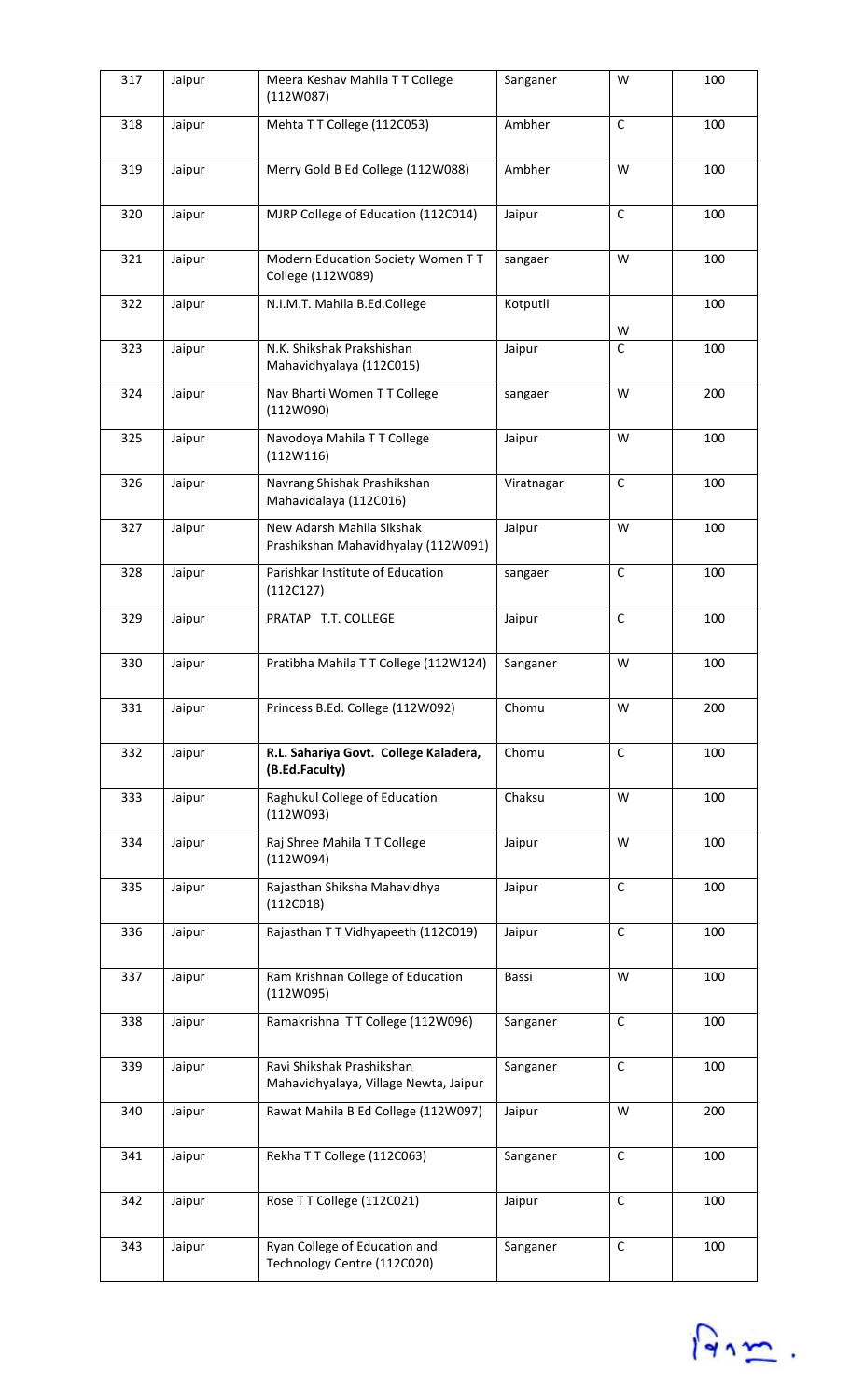| 317 | Jaipur | Meera Keshav Mahila T T College (112W087) | Sanganer | W | 100 |
|---|---|---|---|---|---|
| 318 | Jaipur | Mehta T T College (112C053) | Ambher | C | 100 |
| 319 | Jaipur | Merry Gold B Ed College (112W088) | Ambher | W | 100 |
| 320 | Jaipur | MJRP College of Education (112C014) | Jaipur | C | 100 |
| 321 | Jaipur | Modern Education Society Women T T College (112W089) | sangaer | W | 100 |
| 322 | Jaipur | N.I.M.T. Mahila B.Ed.College | Kotputli | W | 100 |
| 323 | Jaipur | N.K. Shikshak Prakshishan Mahavidhyalaya (112C015) | Jaipur | C | 100 |
| 324 | Jaipur | Nav Bharti Women T T College (112W090) | sangaer | W | 200 |
| 325 | Jaipur | Navodoya Mahila T T College (112W116) | Jaipur | W | 100 |
| 326 | Jaipur | Navrang Shishak Prashikshan Mahavidalaya (112C016) | Viratnagar | C | 100 |
| 327 | Jaipur | New Adarsh Mahila Sikshak Prashikshan Mahavidhyalay (112W091) | Jaipur | W | 100 |
| 328 | Jaipur | Parishkar Institute of Education (112C127) | sangaer | C | 100 |
| 329 | Jaipur | PRATAP T.T. COLLEGE | Jaipur | C | 100 |
| 330 | Jaipur | Pratibha Mahila T T College (112W124) | Sanganer | W | 100 |
| 331 | Jaipur | Princess B.Ed. College (112W092) | Chomu | W | 200 |
| 332 | Jaipur | **R.L. Sahariya Govt. College Kaladera, (B.Ed.Faculty)** | Chomu | C | 100 |
| 333 | Jaipur | Raghukul College of Education (112W093) | Chaksu | W | 100 |
| 334 | Jaipur | Raj Shree Mahila T T College (112W094) | Jaipur | W | 100 |
| 335 | Jaipur | Rajasthan Shiksha Mahavidhya (112C018) | Jaipur | C | 100 |
| 336 | Jaipur | Rajasthan T T Vidhyapeeth (112C019) | Jaipur | C | 100 |
| 337 | Jaipur | Ram Krishnan College of Education (112W095) | Bassi | W | 100 |
| 338 | Jaipur | Ramakrishna T T College (112W096) | Sanganer | C | 100 |
| 339 | Jaipur | Ravi Shikshak Prashikshan Mahavidhyalaya, Village Newta, Jaipur | Sanganer | C | 100 |
| 340 | Jaipur | Rawat Mahila B Ed College (112W097) | Jaipur | W | 200 |
| 341 | Jaipur | Rekha T T College (112C063) | Sanganer | C | 100 |
| 342 | Jaipur | Rose T T College (112C021) | Jaipur | C | 100 |
| 343 | Jaipur | Ryan College of Education and Technology Centre (112C020) | Sanganer | C | 100 |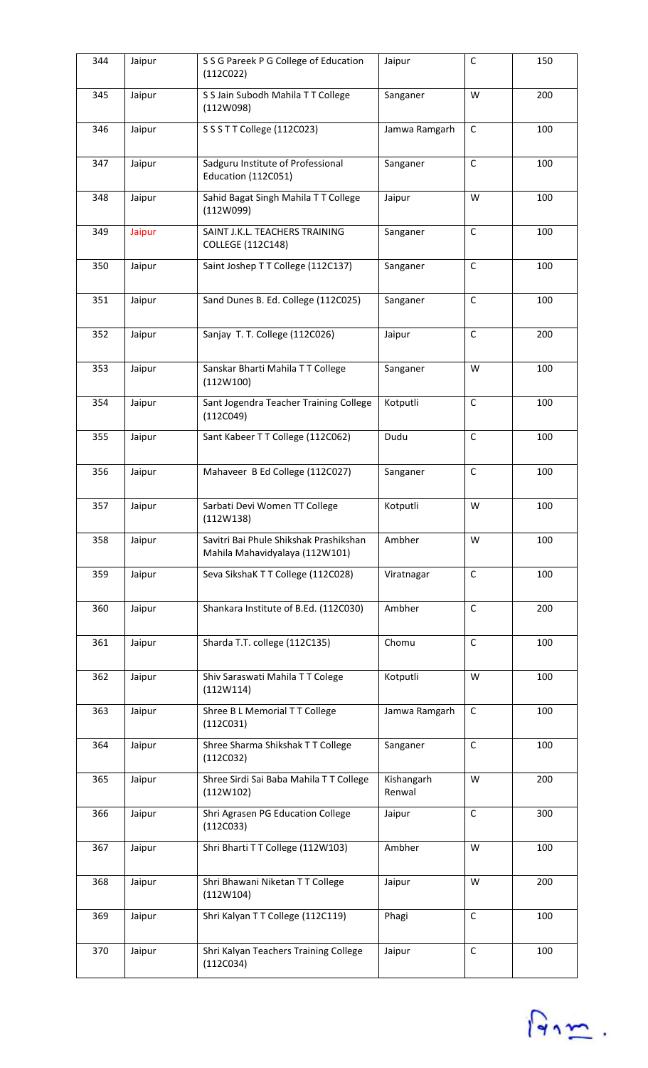| 344 | Jaipur | S S G Pareek P G College of Education (112C022) | Jaipur | C | 150 |
|---|---|---|---|---|---|
| 345 | Jaipur | S S Jain Subodh Mahila T T College (112W098) | Sanganer | W | 200 |
| 346 | Jaipur | S S S T T College (112C023) | Jamwa Ramgarh | C | 100 |
| 347 | Jaipur | Sadguru Institute of Professional Education (112C051) | Sanganer | C | 100 |
| 348 | Jaipur | Sahid Bagat Singh Mahila T T College (112W099) | Jaipur | W | 100 |
| 349 | Jaipur | SAINT J.K.L. TEACHERS TRAINING COLLEGE (112C148) | Sanganer | C | 100 |
| 350 | Jaipur | Saint Joshep T T College (112C137) | Sanganer | C | 100 |
| 351 | Jaipur | Sand Dunes B. Ed. College (112C025) | Sanganer | C | 100 |
| 352 | Jaipur | Sanjay T. T. College (112C026) | Jaipur | C | 200 |
| 353 | Jaipur | Sanskar Bharti Mahila T T College (112W100) | Sanganer | W | 100 |
| 354 | Jaipur | Sant Jogendra Teacher Training College (112C049) | Kotputli | C | 100 |
| 355 | Jaipur | Sant Kabeer T T College (112C062) | Dudu | C | 100 |
| 356 | Jaipur | Mahaveer B Ed College (112C027) | Sanganer | C | 100 |
| 357 | Jaipur | Sarbati Devi Women TT College (112W138) | Kotputli | W | 100 |
| 358 | Jaipur | Savitri Bai Phule Shikshak Prashikshan Mahila Mahavidyalaya (112W101) | Ambher | W | 100 |
| 359 | Jaipur | Seva SikshaK T T College (112C028) | Viratnagar | C | 100 |
| 360 | Jaipur | Shankara Institute of B.Ed. (112C030) | Ambher | C | 200 |
| 361 | Jaipur | Sharda T.T. college (112C135) | Chomu | C | 100 |
| 362 | Jaipur | Shiv Saraswati Mahila T T Colege (112W114) | Kotputli | W | 100 |
| 363 | Jaipur | Shree B L Memorial T T College (112C031) | Jamwa Ramgarh | C | 100 |
| 364 | Jaipur | Shree Sharma Shikshak T T College (112C032) | Sanganer | C | 100 |
| 365 | Jaipur | Shree Sirdi Sai Baba Mahila T T College (112W102) | Kishangarh Renwal | W | 200 |
| 366 | Jaipur | Shri Agrasen PG Education College (112C033) | Jaipur | C | 300 |
| 367 | Jaipur | Shri Bharti T T College (112W103) | Ambher | W | 100 |
| 368 | Jaipur | Shri Bhawani Niketan T T College (112W104) | Jaipur | W | 200 |
| 369 | Jaipur | Shri Kalyan T T College (112C119) | Phagi | C | 100 |
| 370 | Jaipur | Shri Kalyan Teachers Training College (112C034) | Jaipur | C | 100 |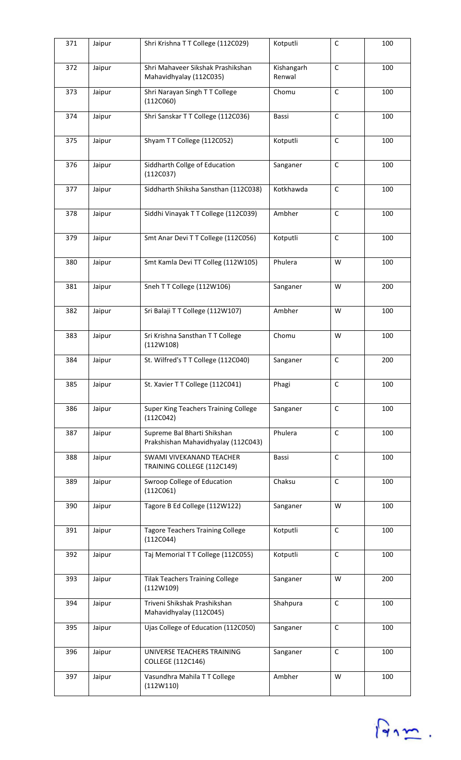| 371 | Jaipur | Shri Krishna T T College (112C029) | Kotputli | C | 100 |
|---|---|---|---|---|---|
| 372 | Jaipur | Shri Mahaveer Sikshak Prashikshan Mahavidhyalay (112C035) | Kishangarh Renwal | C | 100 |
| 373 | Jaipur | Shri Narayan Singh T T College (112C060) | Chomu | C | 100 |
| 374 | Jaipur | Shri Sanskar T T College (112C036) | Bassi | C | 100 |
| 375 | Jaipur | Shyam T T College (112C052) | Kotputli | C | 100 |
| 376 | Jaipur | Siddharth Collge of Education (112C037) | Sanganer | C | 100 |
| 377 | Jaipur | Siddharth Shiksha Sansthan (112C038) | Kotkhawda | C | 100 |
| 378 | Jaipur | Siddhi Vinayak T T College (112C039) | Ambher | C | 100 |
| 379 | Jaipur | Smt Anar Devi T T College (112C056) | Kotputli | C | 100 |
| 380 | Jaipur | Smt Kamla Devi TT Colleg (112W105) | Phulera | W | 100 |
| 381 | Jaipur | Sneh T T College (112W106) | Sanganer | W | 200 |
| 382 | Jaipur | Sri Balaji T T College (112W107) | Ambher | W | 100 |
| 383 | Jaipur | Sri Krishna Sansthan T T College (112W108) | Chomu | W | 100 |
| 384 | Jaipur | St. Wilfred's T T College (112C040) | Sanganer | C | 200 |
| 385 | Jaipur | St. Xavier T T College (112C041) | Phagi | C | 100 |
| 386 | Jaipur | Super King Teachers Training College (112C042) | Sanganer | C | 100 |
| 387 | Jaipur | Supreme Bal Bharti Shikshan Prakshishan Mahavidhyalay (112C043) | Phulera | C | 100 |
| 388 | Jaipur | SWAMI VIVEKANAND TEACHER TRAINING COLLEGE (112C149) | Bassi | C | 100 |
| 389 | Jaipur | Swroop College of Education (112C061) | Chaksu | C | 100 |
| 390 | Jaipur | Tagore B Ed College (112W122) | Sanganer | W | 100 |
| 391 | Jaipur | Tagore Teachers Training College (112C044) | Kotputli | C | 100 |
| 392 | Jaipur | Taj Memorial T T College (112C055) | Kotputli | C | 100 |
| 393 | Jaipur | Tilak Teachers Training College (112W109) | Sanganer | W | 200 |
| 394 | Jaipur | Triveni Shikshak Prashikshan Mahavidhyalay (112C045) | Shahpura | C | 100 |
| 395 | Jaipur | Ujas College of Education (112C050) | Sanganer | C | 100 |
| 396 | Jaipur | UNIVERSE TEACHERS TRAINING COLLEGE (112C146) | Sanganer | C | 100 |
| 397 | Jaipur | Vasundhra Mahila T T College (112W110) | Ambher | W | 100 |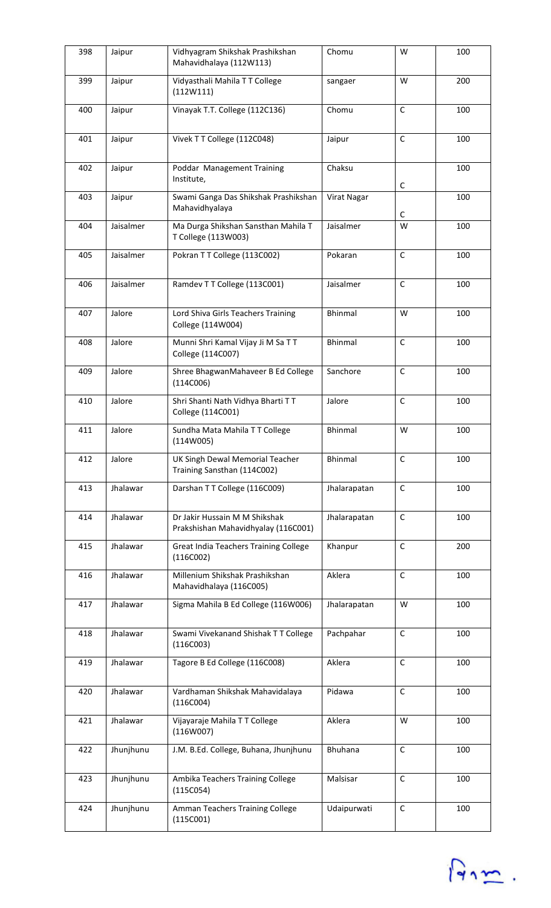| 398 | Jaipur | Vidhyagram Shikshak Prashikshan Mahavidhalaya (112W113) | Chomu | W | 100 |
|---|---|---|---|---|---|
| 399 | Jaipur | Vidyasthali Mahila T T College (112W111) | sangaer | W | 200 |
| 400 | Jaipur | Vinayak T.T. College (112C136) | Chomu | C | 100 |
| 401 | Jaipur | Vivek T T College (112C048) | Jaipur | C | 100 |
| 402 | Jaipur | Poddar Management Training Institute, | Chaksu | C | 100 |
| 403 | Jaipur | Swami Ganga Das Shikshak Prashikshan Mahavidhyalaya | Virat Nagar | C | 100 |
| 404 | Jaisalmer | Ma Durga Shikshan Sansthan Mahila T T College (113W003) | Jaisalmer | W | 100 |
| 405 | Jaisalmer | Pokran T T College (113C002) | Pokaran | C | 100 |
| 406 | Jaisalmer | Ramdev T T College (113C001) | Jaisalmer | C | 100 |
| 407 | Jalore | Lord Shiva Girls Teachers Training College (114W004) | Bhinmal | W | 100 |
| 408 | Jalore | Munni Shri Kamal Vijay Ji M Sa T T College (114C007) | Bhinmal | C | 100 |
| 409 | Jalore | Shree BhagwanMahaveer B Ed College (114C006) | Sanchore | C | 100 |
| 410 | Jalore | Shri Shanti Nath Vidhya Bharti T T College (114C001) | Jalore | C | 100 |
| 411 | Jalore | Sundha Mata Mahila T T College (114W005) | Bhinmal | W | 100 |
| 412 | Jalore | UK Singh Dewal Memorial Teacher Training Sansthan (114C002) | Bhinmal | C | 100 |
| 413 | Jhalawar | Darshan T T College (116C009) | Jhalarapatan | C | 100 |
| 414 | Jhalawar | Dr Jakir Hussain M M Shikshak Prakshishan Mahavidhyalay (116C001) | Jhalarapatan | C | 100 |
| 415 | Jhalawar | Great India Teachers Training College (116C002) | Khanpur | C | 200 |
| 416 | Jhalawar | Millenium Shikshak Prashikshan Mahavidhalaya (116C005) | Aklera | C | 100 |
| 417 | Jhalawar | Sigma Mahila B Ed College (116W006) | Jhalarapatan | W | 100 |
| 418 | Jhalawar | Swami Vivekanand Shishak T T College (116C003) | Pachpahar | C | 100 |
| 419 | Jhalawar | Tagore B Ed College (116C008) | Aklera | C | 100 |
| 420 | Jhalawar | Vardhaman Shikshak Mahavidalaya (116C004) | Pidawa | C | 100 |
| 421 | Jhalawar | Vijayaraje Mahila T T College (116W007) | Aklera | W | 100 |
| 422 | Jhunjhunu | J.M. B.Ed. College, Buhana, Jhunjhunu | Bhuhana | C | 100 |
| 423 | Jhunjhunu | Ambika Teachers Training College (115C054) | Malsisar | C | 100 |
| 424 | Jhunjhunu | Amman Teachers Training College (115C001) | Udaipurwati | C | 100 |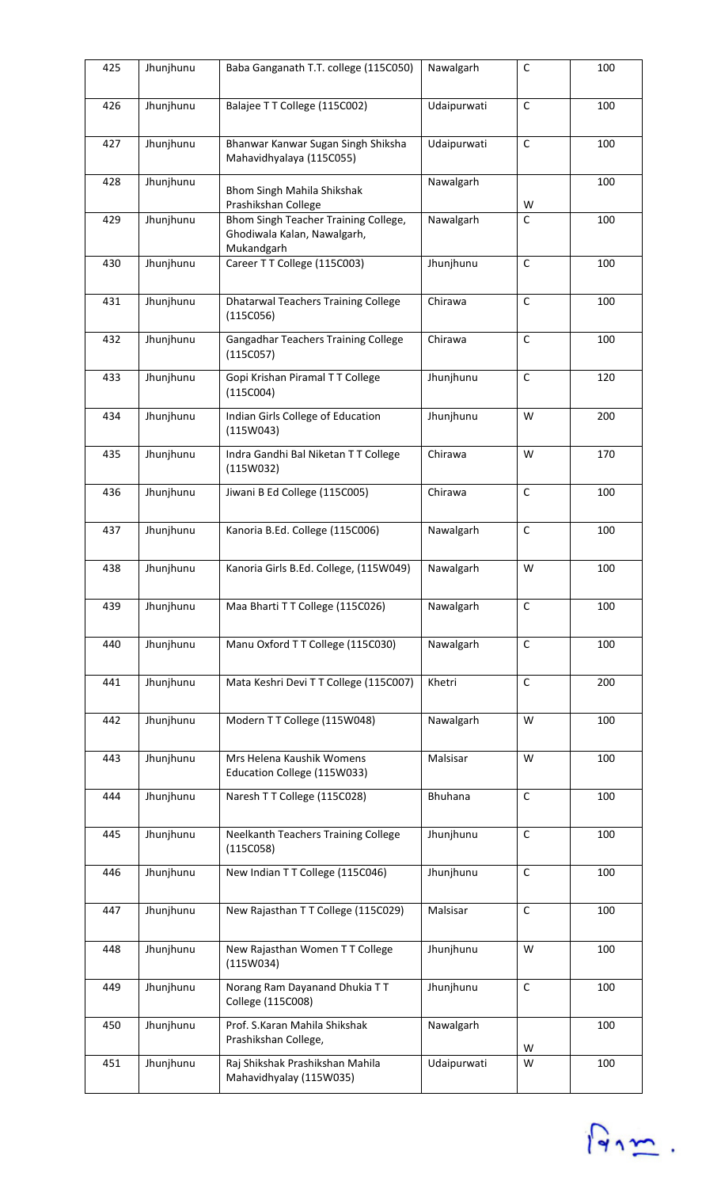| 425 | Jhunjhunu | Baba Ganganath T.T. college (115C050) | Nawalgarh | C | 100 |
|---|---|---|---|---|---|
| 426 | Jhunjhunu | Balajee T T College (115C002) | Udaipurwati | C | 100 |
| 427 | Jhunjhunu | Bhanwar Kanwar Sugan Singh Shiksha Mahavidhyalaya (115C055) | Udaipurwati | C | 100 |
| 428 | Jhunjhunu | Bhom Singh Mahila Shikshak Prashikshan College | Nawalgarh | W | 100 |
| 429 | Jhunjhunu | Bhom Singh Teacher Training College, Ghodiwala Kalan, Nawalgarh, Mukandgarh | Nawalgarh | C | 100 |
| 430 | Jhunjhunu | Career T T College (115C003) | Jhunjhunu | C | 100 |
| 431 | Jhunjhunu | Dhatarwal Teachers Training College (115C056) | Chirawa | C | 100 |
| 432 | Jhunjhunu | Gangadhar Teachers Training College (115C057) | Chirawa | C | 100 |
| 433 | Jhunjhunu | Gopi Krishan Piramal T T College (115C004) | Jhunjhunu | C | 120 |
| 434 | Jhunjhunu | Indian Girls College of Education (115W043) | Jhunjhunu | W | 200 |
| 435 | Jhunjhunu | Indra Gandhi Bal Niketan T T College (115W032) | Chirawa | W | 170 |
| 436 | Jhunjhunu | Jiwani B Ed College (115C005) | Chirawa | C | 100 |
| 437 | Jhunjhunu | Kanoria B.Ed. College (115C006) | Nawalgarh | C | 100 |
| 438 | Jhunjhunu | Kanoria Girls B.Ed. College, (115W049) | Nawalgarh | W | 100 |
| 439 | Jhunjhunu | Maa Bharti T T College (115C026) | Nawalgarh | C | 100 |
| 440 | Jhunjhunu | Manu Oxford T T College (115C030) | Nawalgarh | C | 100 |
| 441 | Jhunjhunu | Mata Keshri Devi T T College (115C007) | Khetri | C | 200 |
| 442 | Jhunjhunu | Modern T T College (115W048) | Nawalgarh | W | 100 |
| 443 | Jhunjhunu | Mrs Helena Kaushik Womens Education College (115W033) | Malsisar | W | 100 |
| 444 | Jhunjhunu | Naresh T T College (115C028) | Bhuhana | C | 100 |
| 445 | Jhunjhunu | Neelkanth Teachers Training College (115C058) | Jhunjhunu | C | 100 |
| 446 | Jhunjhunu | New Indian T T College (115C046) | Jhunjhunu | C | 100 |
| 447 | Jhunjhunu | New Rajasthan T T College (115C029) | Malsisar | C | 100 |
| 448 | Jhunjhunu | New Rajasthan Women T T College (115W034) | Jhunjhunu | W | 100 |
| 449 | Jhunjhunu | Norang Ram Dayanand Dhukia T T College (115C008) | Jhunjhunu | C | 100 |
| 450 | Jhunjhunu | Prof. S.Karan Mahila Shikshak Prashikshan College, | Nawalgarh | W | 100 |
| 451 | Jhunjhunu | Raj Shikshak Prashikshan Mahila Mahavidhyalay (115W035) | Udaipurwati | W | 100 |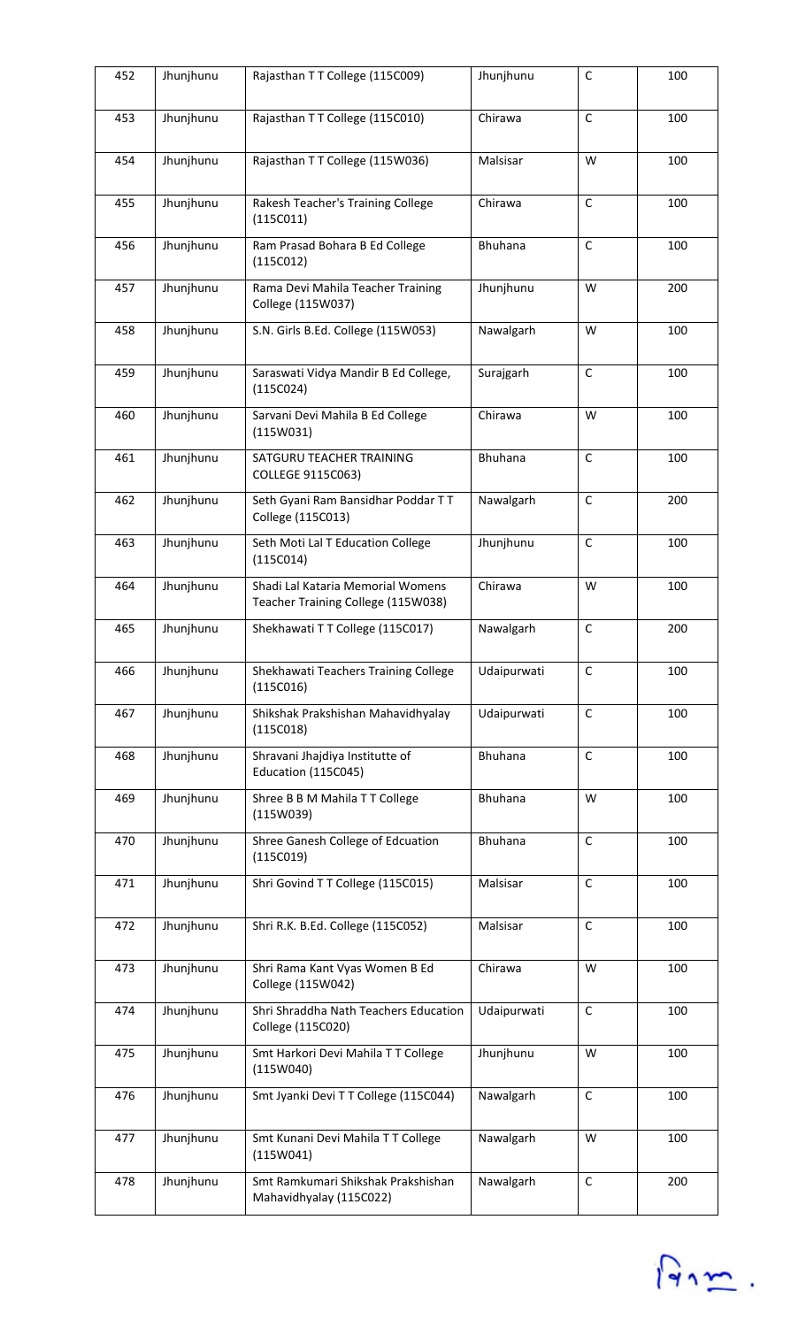| 452 | Jhunjhunu | Rajasthan T T College (115C009) | Jhunjhunu | C | 100 |
|---|---|---|---|---|---|
| 453 | Jhunjhunu | Rajasthan T T College (115C010) | Chirawa | C | 100 |
| 454 | Jhunjhunu | Rajasthan T T College (115W036) | Malsisar | W | 100 |
| 455 | Jhunjhunu | Rakesh Teacher's Training College (115C011) | Chirawa | C | 100 |
| 456 | Jhunjhunu | Ram Prasad Bohara B Ed College (115C012) | Bhuhana | C | 100 |
| 457 | Jhunjhunu | Rama Devi Mahila Teacher Training College (115W037) | Jhunjhunu | W | 200 |
| 458 | Jhunjhunu | S.N. Girls B.Ed. College (115W053) | Nawalgarh | W | 100 |
| 459 | Jhunjhunu | Saraswati Vidya Mandir B Ed College, (115C024) | Surajgarh | C | 100 |
| 460 | Jhunjhunu | Sarvani Devi Mahila B Ed College (115W031) | Chirawa | W | 100 |
| 461 | Jhunjhunu | SATGURU TEACHER TRAINING COLLEGE 9115C063) | Bhuhana | C | 100 |
| 462 | Jhunjhunu | Seth Gyani Ram Bansidhar Poddar T T College (115C013) | Nawalgarh | C | 200 |
| 463 | Jhunjhunu | Seth Moti Lal T Education College (115C014) | Jhunjhunu | C | 100 |
| 464 | Jhunjhunu | Shadi Lal Kataria Memorial Womens Teacher Training College (115W038) | Chirawa | W | 100 |
| 465 | Jhunjhunu | Shekhawati T T College (115C017) | Nawalgarh | C | 200 |
| 466 | Jhunjhunu | Shekhawati Teachers Training College (115C016) | Udaipurwati | C | 100 |
| 467 | Jhunjhunu | Shikshak Prakshishan Mahavidhyalay (115C018) | Udaipurwati | C | 100 |
| 468 | Jhunjhunu | Shravani Jhajdiya Institutte of Education (115C045) | Bhuhana | C | 100 |
| 469 | Jhunjhunu | Shree B B M Mahila T T College (115W039) | Bhuhana | W | 100 |
| 470 | Jhunjhunu | Shree Ganesh College of Edcuation (115C019) | Bhuhana | C | 100 |
| 471 | Jhunjhunu | Shri Govind T T College (115C015) | Malsisar | C | 100 |
| 472 | Jhunjhunu | Shri R.K. B.Ed. College (115C052) | Malsisar | C | 100 |
| 473 | Jhunjhunu | Shri Rama Kant Vyas Women B Ed College (115W042) | Chirawa | W | 100 |
| 474 | Jhunjhunu | Shri Shraddha Nath Teachers Education College (115C020) | Udaipurwati | C | 100 |
| 475 | Jhunjhunu | Smt Harkori Devi Mahila T T College (115W040) | Jhunjhunu | W | 100 |
| 476 | Jhunjhunu | Smt Jyanki Devi T T College (115C044) | Nawalgarh | C | 100 |
| 477 | Jhunjhunu | Smt Kunani Devi Mahila T T College (115W041) | Nawalgarh | W | 100 |
| 478 | Jhunjhunu | Smt Ramkumari Shikshak Prakshishan Mahavidhyalay (115C022) | Nawalgarh | C | 200 |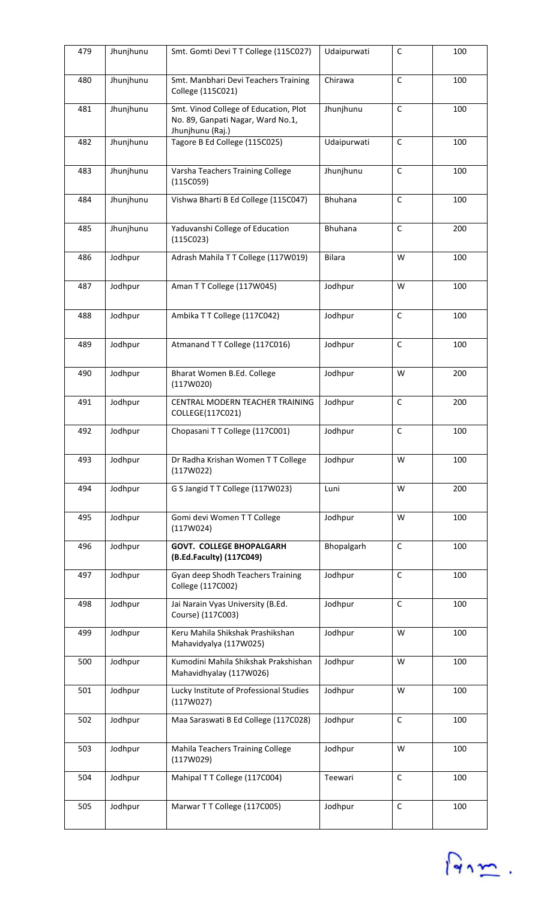| 479 | Jhunjhunu | Smt. Gomti Devi T T College (115C027) | Udaipurwati | C | 100 |
|---|---|---|---|---|---|
| 480 | Jhunjhunu | Smt. Manbhari Devi Teachers Training College (115C021) | Chirawa | C | 100 |
| 481 | Jhunjhunu | Smt. Vinod College of Education, Plot No. 89, Ganpati Nagar, Ward No.1, Jhunjhunu (Raj.) | Jhunjhunu | C | 100 |
| 482 | Jhunjhunu | Tagore B Ed College (115C025) | Udaipurwati | C | 100 |
| 483 | Jhunjhunu | Varsha Teachers Training College (115C059) | Jhunjhunu | C | 100 |
| 484 | Jhunjhunu | Vishwa Bharti B Ed College (115C047) | Bhuhana | C | 100 |
| 485 | Jhunjhunu | Yaduvanshi College of Education (115C023) | Bhuhana | C | 200 |
| 486 | Jodhpur | Adrash Mahila T T College (117W019) | Bilara | W | 100 |
| 487 | Jodhpur | Aman T T College (117W045) | Jodhpur | W | 100 |
| 488 | Jodhpur | Ambika T T College (117C042) | Jodhpur | C | 100 |
| 489 | Jodhpur | Atmanand T T College (117C016) | Jodhpur | C | 100 |
| 490 | Jodhpur | Bharat Women B.Ed. College (117W020) | Jodhpur | W | 200 |
| 491 | Jodhpur | CENTRAL MODERN TEACHER TRAINING COLLEGE(117C021) | Jodhpur | C | 200 |
| 492 | Jodhpur | Chopasani T T College (117C001) | Jodhpur | C | 100 |
| 493 | Jodhpur | Dr Radha Krishan Women T T College (117W022) | Jodhpur | W | 100 |
| 494 | Jodhpur | G S Jangid T T College (117W023) | Luni | W | 200 |
| 495 | Jodhpur | Gomi devi Women T T College (117W024) | Jodhpur | W | 100 |
| 496 | Jodhpur | **GOVT. COLLEGE BHOPALGARH (B.Ed.Faculty) (117C049)** | Bhopalgarh | C | 100 |
| 497 | Jodhpur | Gyan deep Shodh Teachers Training College (117C002) | Jodhpur | C | 100 |
| 498 | Jodhpur | Jai Narain Vyas University (B.Ed. Course) (117C003) | Jodhpur | C | 100 |
| 499 | Jodhpur | Keru Mahila Shikshak Prashikshan Mahavidyalya (117W025) | Jodhpur | W | 100 |
| 500 | Jodhpur | Kumodini Mahila Shikshak Prakshishan Mahavidhyalay (117W026) | Jodhpur | W | 100 |
| 501 | Jodhpur | Lucky Institute of Professional Studies (117W027) | Jodhpur | W | 100 |
| 502 | Jodhpur | Maa Saraswati B Ed College (117C028) | Jodhpur | C | 100 |
| 503 | Jodhpur | Mahila Teachers Training College (117W029) | Jodhpur | W | 100 |
| 504 | Jodhpur | Mahipal T T College (117C004) | Teewari | C | 100 |
| 505 | Jodhpur | Marwar T T College (117C005) | Jodhpur | C | 100 |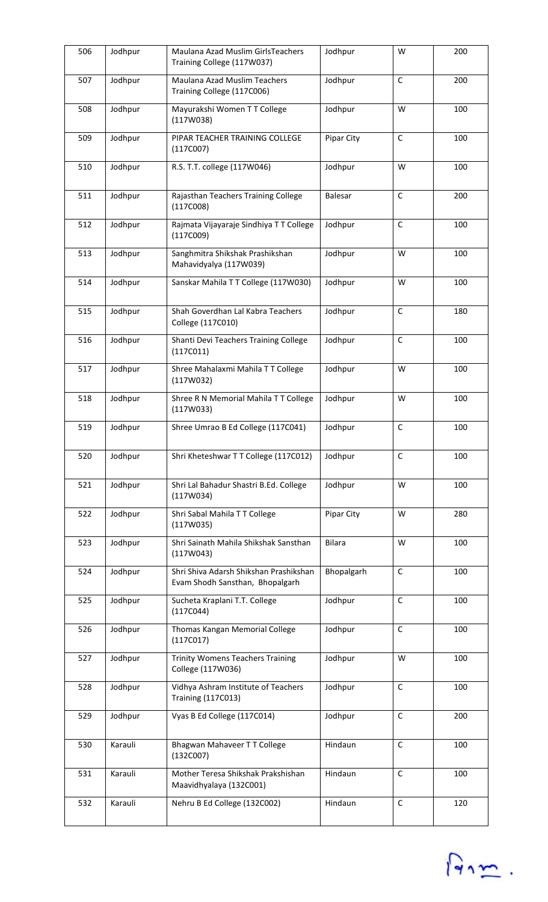| 506 | Jodhpur | Maulana Azad Muslim GirlsTeachers Training College (117W037) | Jodhpur | W | 200 |
|---|---|---|---|---|---|
| 507 | Jodhpur | Maulana Azad Muslim Teachers Training College (117C006) | Jodhpur | C | 200 |
| 508 | Jodhpur | Mayurakshi Women T T College (117W038) | Jodhpur | W | 100 |
| 509 | Jodhpur | PIPAR TEACHER TRAINING COLLEGE (117C007) | Pipar City | C | 100 |
| 510 | Jodhpur | R.S. T.T. college (117W046) | Jodhpur | W | 100 |
| 511 | Jodhpur | Rajasthan Teachers Training College (117C008) | Balesar | C | 200 |
| 512 | Jodhpur | Rajmata Vijayaraje Sindhiya T T College (117C009) | Jodhpur | C | 100 |
| 513 | Jodhpur | Sanghmitra Shikshak Prashikshan Mahavidyalya (117W039) | Jodhpur | W | 100 |
| 514 | Jodhpur | Sanskar Mahila T T College (117W030) | Jodhpur | W | 100 |
| 515 | Jodhpur | Shah Goverdhan Lal Kabra Teachers College (117C010) | Jodhpur | C | 180 |
| 516 | Jodhpur | Shanti Devi Teachers Training College (117C011) | Jodhpur | C | 100 |
| 517 | Jodhpur | Shree Mahalaxmi Mahila T T College (117W032) | Jodhpur | W | 100 |
| 518 | Jodhpur | Shree R N Memorial Mahila T T College (117W033) | Jodhpur | W | 100 |
| 519 | Jodhpur | Shree Umrao B Ed College (117C041) | Jodhpur | C | 100 |
| 520 | Jodhpur | Shri Kheteshwar T T College (117C012) | Jodhpur | C | 100 |
| 521 | Jodhpur | Shri Lal Bahadur Shastri B.Ed. College (117W034) | Jodhpur | W | 100 |
| 522 | Jodhpur | Shri Sabal Mahila T T College (117W035) | Pipar City | W | 280 |
| 523 | Jodhpur | Shri Sainath Mahila Shikshak Sansthan (117W043) | Bilara | W | 100 |
| 524 | Jodhpur | Shri Shiva Adarsh Shikshan Prashikshan Evam Shodh Sansthan, Bhopalgarh | Bhopalgarh | C | 100 |
| 525 | Jodhpur | Sucheta Kraplani T.T. College (117C044) | Jodhpur | C | 100 |
| 526 | Jodhpur | Thomas Kangan Memorial College (117C017) | Jodhpur | C | 100 |
| 527 | Jodhpur | Trinity Womens Teachers Training College (117W036) | Jodhpur | W | 100 |
| 528 | Jodhpur | Vidhya Ashram Institute of Teachers Training (117C013) | Jodhpur | C | 100 |
| 529 | Jodhpur | Vyas B Ed College (117C014) | Jodhpur | C | 200 |
| 530 | Karauli | Bhagwan Mahaveer T T College (132C007) | Hindaun | C | 100 |
| 531 | Karauli | Mother Teresa Shikshak Prakshishan Maavidhyalaya (132C001) | Hindaun | C | 100 |
| 532 | Karauli | Nehru B Ed College (132C002) | Hindaun | C | 120 |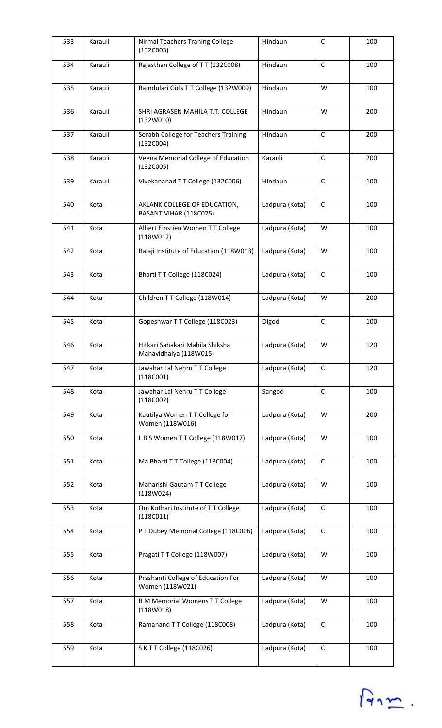| 533 | Karauli | Nirmal Teachers Traning College (132C003) | Hindaun | C | 100 |
|---|---|---|---|---|---|
| 534 | Karauli | Rajasthan College of T T (132C008) | Hindaun | C | 100 |
| 535 | Karauli | Ramdulari Girls T T College (132W009) | Hindaun | W | 100 |
| 536 | Karauli | SHRI AGRASEN MAHILA T.T. COLLEGE (132W010) | Hindaun | W | 200 |
| 537 | Karauli | Sorabh College for Teachers Training (132C004) | Hindaun | C | 200 |
| 538 | Karauli | Veena Memorial College of Education (132C005) | Karauli | C | 200 |
| 539 | Karauli | Vivekananad T T College (132C006) | Hindaun | C | 100 |
| 540 | Kota | AKLANK COLLEGE OF EDUCATION, BASANT VIHAR (118C025) | Ladpura (Kota) | C | 100 |
| 541 | Kota | Albert Einstien Women T T College (118W012) | Ladpura (Kota) | W | 100 |
| 542 | Kota | Balaji Institute of Education (118W013) | Ladpura (Kota) | W | 100 |
| 543 | Kota | Bharti T T College (118C024) | Ladpura (Kota) | C | 100 |
| 544 | Kota | Children T T College (118W014) | Ladpura (Kota) | W | 200 |
| 545 | Kota | Gopeshwar T T College (118C023) | Digod | C | 100 |
| 546 | Kota | Hitkari Sahakari Mahila Shiksha Mahavidhalya (118W015) | Ladpura (Kota) | W | 120 |
| 547 | Kota | Jawahar Lal Nehru T T College (118C001) | Ladpura (Kota) | C | 120 |
| 548 | Kota | Jawahar Lal Nehru T T College (118C002) | Sangod | C | 100 |
| 549 | Kota | Kautilya Women T T College for Women (118W016) | Ladpura (Kota) | W | 200 |
| 550 | Kota | L B S Women T T College (118W017) | Ladpura (Kota) | W | 100 |
| 551 | Kota | Ma Bharti T T College (118C004) | Ladpura (Kota) | C | 100 |
| 552 | Kota | Maharishi Gautam T T College (118W024) | Ladpura (Kota) | W | 100 |
| 553 | Kota | Om Kothari Institute of T T College (118C011) | Ladpura (Kota) | C | 100 |
| 554 | Kota | P L Dubey Memorial College (118C006) | Ladpura (Kota) | C | 100 |
| 555 | Kota | Pragati T T College (118W007) | Ladpura (Kota) | W | 100 |
| 556 | Kota | Prashanti College of Education For Women (118W021) | Ladpura (Kota) | W | 100 |
| 557 | Kota | R M Memorial Womens T T College (118W018) | Ladpura (Kota) | W | 100 |
| 558 | Kota | Ramanand T T College (118C008) | Ladpura (Kota) | C | 100 |
| 559 | Kota | S K T T College (118C026) | Ladpura (Kota) | C | 100 |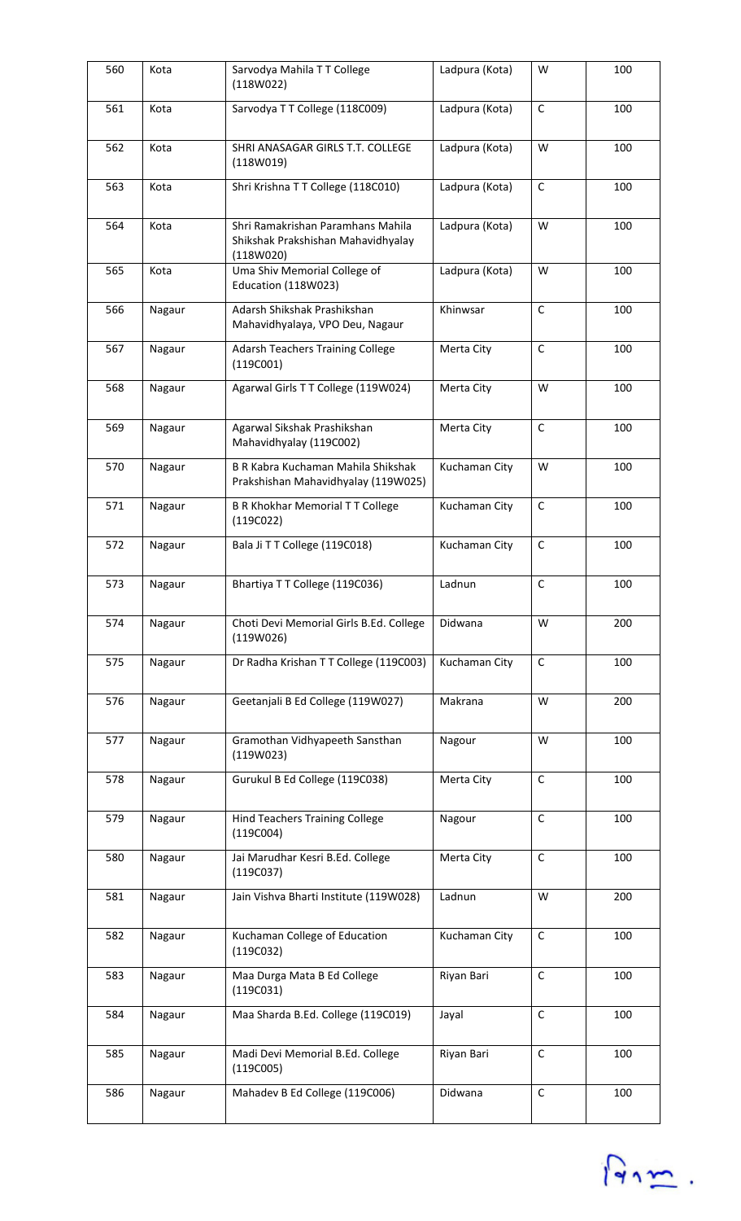| 560 | Kota | Sarvodya Mahila T T College (118W022) | Ladpura (Kota) | W | 100 |
|---|---|---|---|---|---|
| 561 | Kota | Sarvodya T T College (118C009) | Ladpura (Kota) | C | 100 |
| 562 | Kota | SHRI ANASAGAR GIRLS T.T. COLLEGE (118W019) | Ladpura (Kota) | W | 100 |
| 563 | Kota | Shri Krishna T T College (118C010) | Ladpura (Kota) | C | 100 |
| 564 | Kota | Shri Ramakrishan Paramhans Mahila Shikshak Prakshishan Mahavidhyalay (118W020) | Ladpura (Kota) | W | 100 |
| 565 | Kota | Uma Shiv Memorial College of Education (118W023) | Ladpura (Kota) | W | 100 |
| 566 | Nagaur | Adarsh Shikshak Prashikshan Mahavidhyalaya, VPO Deu, Nagaur | Khinwsar | C | 100 |
| 567 | Nagaur | Adarsh Teachers Training College (119C001) | Merta City | C | 100 |
| 568 | Nagaur | Agarwal Girls T T College (119W024) | Merta City | W | 100 |
| 569 | Nagaur | Agarwal Sikshak Prashikshan Mahavidhyalay (119C002) | Merta City | C | 100 |
| 570 | Nagaur | B R Kabra Kuchaman Mahila Shikshak Prakshishan Mahavidhyalay (119W025) | Kuchaman City | W | 100 |
| 571 | Nagaur | B R Khokhar Memorial T T College (119C022) | Kuchaman City | C | 100 |
| 572 | Nagaur | Bala Ji T T College (119C018) | Kuchaman City | C | 100 |
| 573 | Nagaur | Bhartiya T T College (119C036) | Ladnun | C | 100 |
| 574 | Nagaur | Choti Devi Memorial Girls B.Ed. College (119W026) | Didwana | W | 200 |
| 575 | Nagaur | Dr Radha Krishan T T College (119C003) | Kuchaman City | C | 100 |
| 576 | Nagaur | Geetanjali B Ed College (119W027) | Makrana | W | 200 |
| 577 | Nagaur | Gramothan Vidhyapeeth Sansthan (119W023) | Nagour | W | 100 |
| 578 | Nagaur | Gurukul B Ed College (119C038) | Merta City | C | 100 |
| 579 | Nagaur | Hind Teachers Training College (119C004) | Nagour | C | 100 |
| 580 | Nagaur | Jai Marudhar Kesri B.Ed. College (119C037) | Merta City | C | 100 |
| 581 | Nagaur | Jain Vishva Bharti Institute (119W028) | Ladnun | W | 200 |
| 582 | Nagaur | Kuchaman College of Education (119C032) | Kuchaman City | C | 100 |
| 583 | Nagaur | Maa Durga Mata B Ed College (119C031) | Riyan Bari | C | 100 |
| 584 | Nagaur | Maa Sharda B.Ed. College (119C019) | Jayal | C | 100 |
| 585 | Nagaur | Madi Devi Memorial B.Ed. College (119C005) | Riyan Bari | C | 100 |
| 586 | Nagaur | Mahadev B Ed College (119C006) | Didwana | C | 100 |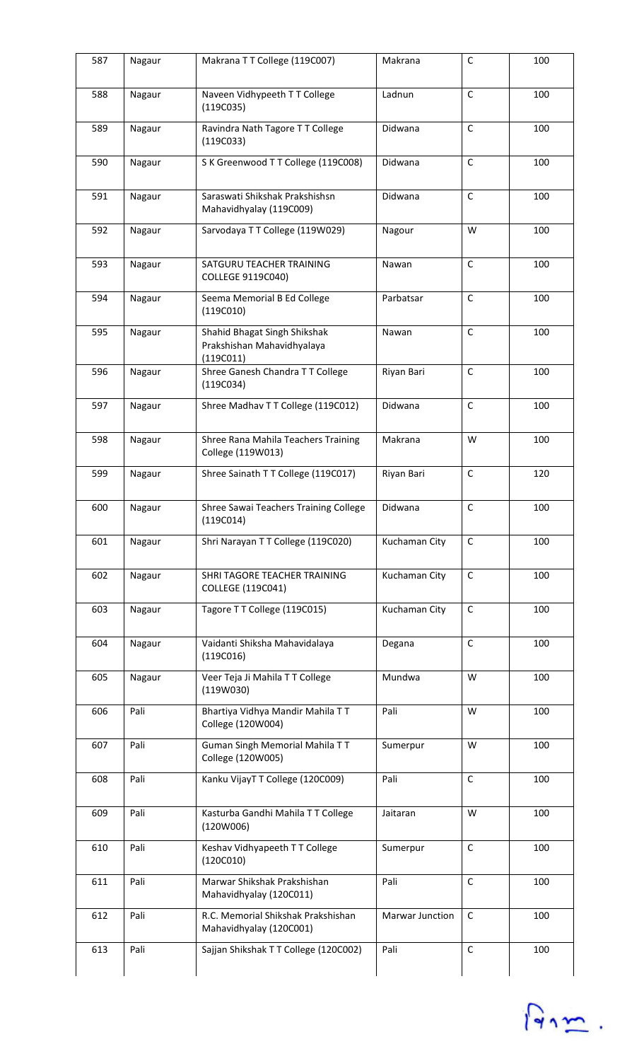| 587 | Nagaur | Makrana T T College (119C007) | Makrana | C | 100 |
|---|---|---|---|---|---|
| 588 | Nagaur | Naveen Vidhypeeth T T College (119C035) | Ladnun | C | 100 |
| 589 | Nagaur | Ravindra Nath Tagore T T College (119C033) | Didwana | C | 100 |
| 590 | Nagaur | S K Greenwood T T College (119C008) | Didwana | C | 100 |
| 591 | Nagaur | Saraswati Shikshak Prakshishsn Mahavidhyalay (119C009) | Didwana | C | 100 |
| 592 | Nagaur | Sarvodaya T T College (119W029) | Nagour | W | 100 |
| 593 | Nagaur | SATGURU TEACHER TRAINING COLLEGE 9119C040) | Nawan | C | 100 |
| 594 | Nagaur | Seema Memorial B Ed College (119C010) | Parbatsar | C | 100 |
| 595 | Nagaur | Shahid Bhagat Singh Shikshak Prakshishan Mahavidhyalaya (119C011) | Nawan | C | 100 |
| 596 | Nagaur | Shree Ganesh Chandra T T College (119C034) | Riyan Bari | C | 100 |
| 597 | Nagaur | Shree Madhav T T College (119C012) | Didwana | C | 100 |
| 598 | Nagaur | Shree Rana Mahila Teachers Training College (119W013) | Makrana | W | 100 |
| 599 | Nagaur | Shree Sainath T T College (119C017) | Riyan Bari | C | 120 |
| 600 | Nagaur | Shree Sawai Teachers Training College (119C014) | Didwana | C | 100 |
| 601 | Nagaur | Shri Narayan T T College (119C020) | Kuchaman City | C | 100 |
| 602 | Nagaur | SHRI TAGORE TEACHER TRAINING COLLEGE (119C041) | Kuchaman City | C | 100 |
| 603 | Nagaur | Tagore T T College (119C015) | Kuchaman City | C | 100 |
| 604 | Nagaur | Vaidanti Shiksha Mahavidalaya (119C016) | Degana | C | 100 |
| 605 | Nagaur | Veer Teja Ji Mahila T T College (119W030) | Mundwa | W | 100 |
| 606 | Pali | Bhartiya Vidhya Mandir Mahila T T College (120W004) | Pali | W | 100 |
| 607 | Pali | Guman Singh Memorial Mahila T T College (120W005) | Sumerpur | W | 100 |
| 608 | Pali | Kanku VijayT T College (120C009) | Pali | C | 100 |
| 609 | Pali | Kasturba Gandhi Mahila T T College (120W006) | Jaitaran | W | 100 |
| 610 | Pali | Keshav Vidhyapeeth T T College (120C010) | Sumerpur | C | 100 |
| 611 | Pali | Marwar Shikshak Prakshishan Mahavidhyalay (120C011) | Pali | C | 100 |
| 612 | Pali | R.C. Memorial Shikshak Prakshishan Mahavidhyalay (120C001) | Marwar Junction | C | 100 |
| 613 | Pali | Sajjan Shikshak T T College (120C002) | Pali | C | 100 |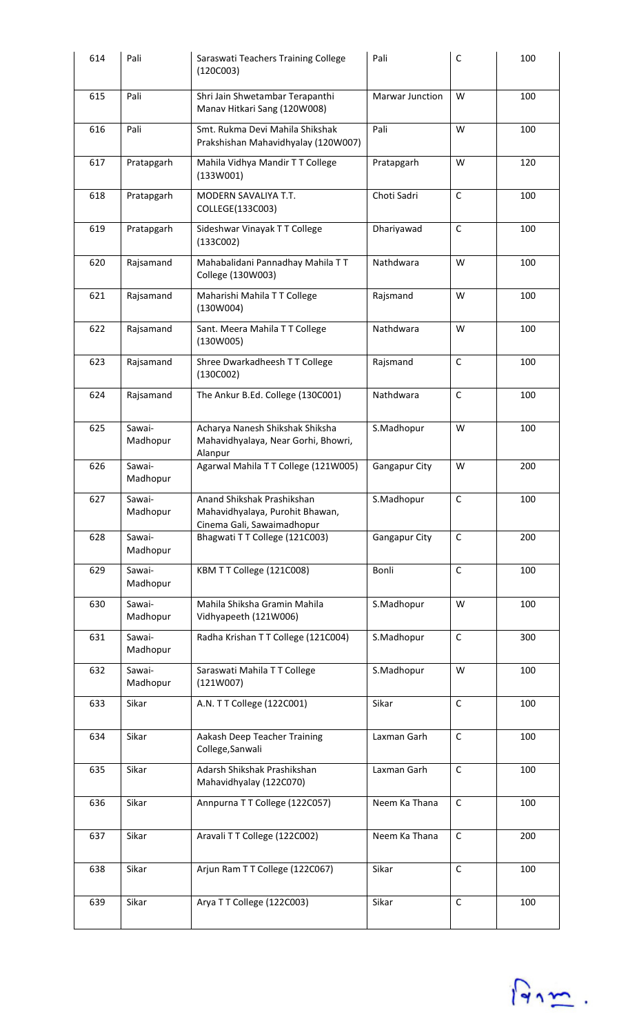| 614 | Pali | Saraswati Teachers Training College (120C003) | Pali | C | 100 |
|---|---|---|---|---|---|
| 615 | Pali | Shri Jain Shwetambar Terapanthi Manav Hitkari Sang (120W008) | Marwar Junction | W | 100 |
| 616 | Pali | Smt. Rukma Devi Mahila Shikshak Prakshishan Mahavidhyalay (120W007) | Pali | W | 100 |
| 617 | Pratapgarh | Mahila Vidhya Mandir T T College (133W001) | Pratapgarh | W | 120 |
| 618 | Pratapgarh | MODERN SAVALIYA T.T. COLLEGE(133C003) | Choti Sadri | C | 100 |
| 619 | Pratapgarh | Sideshwar Vinayak T T College (133C002) | Dhariyawad | C | 100 |
| 620 | Rajsamand | Mahabalidani Pannadhay Mahila T T College (130W003) | Nathdwara | W | 100 |
| 621 | Rajsamand | Maharishi Mahila T T College (130W004) | Rajsmand | W | 100 |
| 622 | Rajsamand | Sant. Meera Mahila T T College (130W005) | Nathdwara | W | 100 |
| 623 | Rajsamand | Shree Dwarkadheesh T T College (130C002) | Rajsmand | C | 100 |
| 624 | Rajsamand | The Ankur B.Ed. College (130C001) | Nathdwara | C | 100 |
| 625 | Sawai-Madhopur | Acharya Nanesh Shikshak Shiksha Mahavidhyalaya, Near Gorhi, Bhowri, Alanpur | S.Madhopur | W | 100 |
| 626 | Sawai-Madhopur | Agarwal Mahila T T College (121W005) | Gangapur City | W | 200 |
| 627 | Sawai-Madhopur | Anand Shikshak Prashikshan Mahavidhyalaya, Purohit Bhawan, Cinema Gali, Sawaimadhopur | S.Madhopur | C | 100 |
| 628 | Sawai-Madhopur | Bhagwati T T College (121C003) | Gangapur City | C | 200 |
| 629 | Sawai-Madhopur | KBM T T College (121C008) | Bonli | C | 100 |
| 630 | Sawai-Madhopur | Mahila Shiksha Gramin Mahila Vidhyapeeth (121W006) | S.Madhopur | W | 100 |
| 631 | Sawai-Madhopur | Radha Krishan T T College (121C004) | S.Madhopur | C | 300 |
| 632 | Sawai-Madhopur | Saraswati Mahila T T College (121W007) | S.Madhopur | W | 100 |
| 633 | Sikar | A.N. T T College (122C001) | Sikar | C | 100 |
| 634 | Sikar | Aakash Deep Teacher Training College,Sanwali | Laxman Garh | C | 100 |
| 635 | Sikar | Adarsh Shikshak Prashikshan Mahavidhyalay (122C070) | Laxman Garh | C | 100 |
| 636 | Sikar | Annpurna T T College (122C057) | Neem Ka Thana | C | 100 |
| 637 | Sikar | Aravali T T College (122C002) | Neem Ka Thana | C | 200 |
| 638 | Sikar | Arjun Ram T T College (122C067) | Sikar | C | 100 |
| 639 | Sikar | Arya T T College (122C003) | Sikar | C | 100 |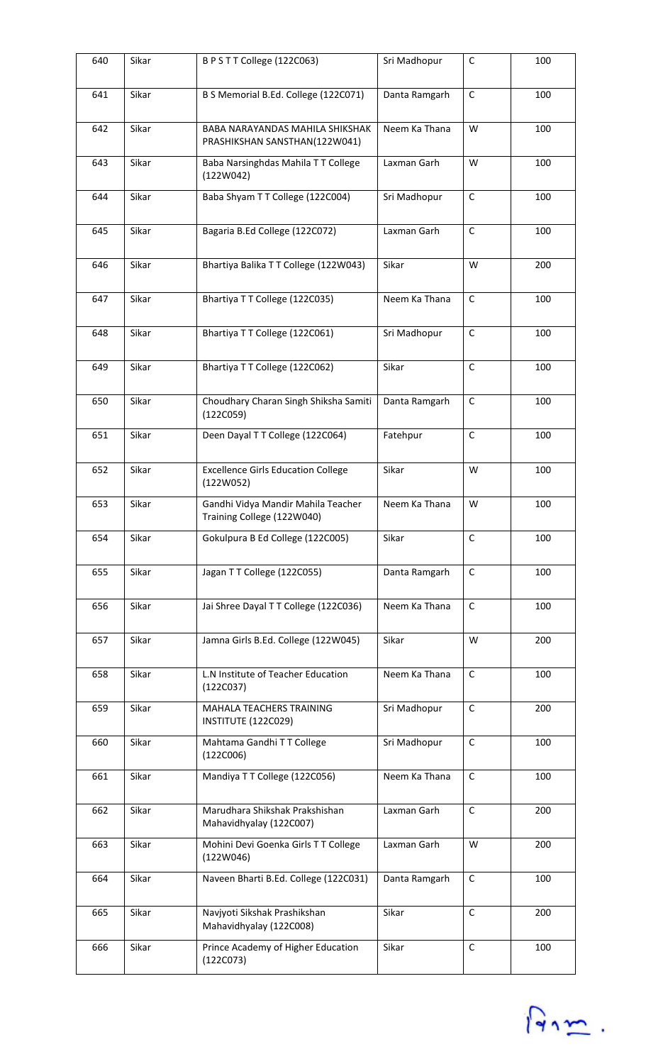| 640 | Sikar | B P S T T College (122C063) | Sri Madhopur | C | 100 |
|---|---|---|---|---|---|
| 641 | Sikar | B S Memorial B.Ed. College (122C071) | Danta Ramgarh | C | 100 |
| 642 | Sikar | BABA NARAYANDAS MAHILA SHIKSHAK PRASHIKSHAN SANSTHAN(122W041) | Neem Ka Thana | W | 100 |
| 643 | Sikar | Baba Narsinghdas Mahila T T College (122W042) | Laxman Garh | W | 100 |
| 644 | Sikar | Baba Shyam T T College (122C004) | Sri Madhopur | C | 100 |
| 645 | Sikar | Bagaria B.Ed College (122C072) | Laxman Garh | C | 100 |
| 646 | Sikar | Bhartiya Balika T T College (122W043) | Sikar | W | 200 |
| 647 | Sikar | Bhartiya T T College (122C035) | Neem Ka Thana | C | 100 |
| 648 | Sikar | Bhartiya T T College (122C061) | Sri Madhopur | C | 100 |
| 649 | Sikar | Bhartiya T T College (122C062) | Sikar | C | 100 |
| 650 | Sikar | Choudhary Charan Singh Shiksha Samiti (122C059) | Danta Ramgarh | C | 100 |
| 651 | Sikar | Deen Dayal T T College (122C064) | Fatehpur | C | 100 |
| 652 | Sikar | Excellence Girls Education College (122W052) | Sikar | W | 100 |
| 653 | Sikar | Gandhi Vidya Mandir Mahila Teacher Training College (122W040) | Neem Ka Thana | W | 100 |
| 654 | Sikar | Gokulpura B Ed College (122C005) | Sikar | C | 100 |
| 655 | Sikar | Jagan T T College (122C055) | Danta Ramgarh | C | 100 |
| 656 | Sikar | Jai Shree Dayal T T College (122C036) | Neem Ka Thana | C | 100 |
| 657 | Sikar | Jamna Girls B.Ed. College (122W045) | Sikar | W | 200 |
| 658 | Sikar | L.N Institute of Teacher Education (122C037) | Neem Ka Thana | C | 100 |
| 659 | Sikar | MAHALA TEACHERS TRAINING INSTITUTE (122C029) | Sri Madhopur | C | 200 |
| 660 | Sikar | Mahtama Gandhi T T College (122C006) | Sri Madhopur | C | 100 |
| 661 | Sikar | Mandiya T T College (122C056) | Neem Ka Thana | C | 100 |
| 662 | Sikar | Marudhara Shikshak Prakshishan Mahavidhyalay (122C007) | Laxman Garh | C | 200 |
| 663 | Sikar | Mohini Devi Goenka Girls T T College (122W046) | Laxman Garh | W | 200 |
| 664 | Sikar | Naveen Bharti B.Ed. College (122C031) | Danta Ramgarh | C | 100 |
| 665 | Sikar | Navjyoti Sikshak Prashikshan Mahavidhyalay (122C008) | Sikar | C | 200 |
| 666 | Sikar | Prince Academy of Higher Education (122C073) | Sikar | C | 100 |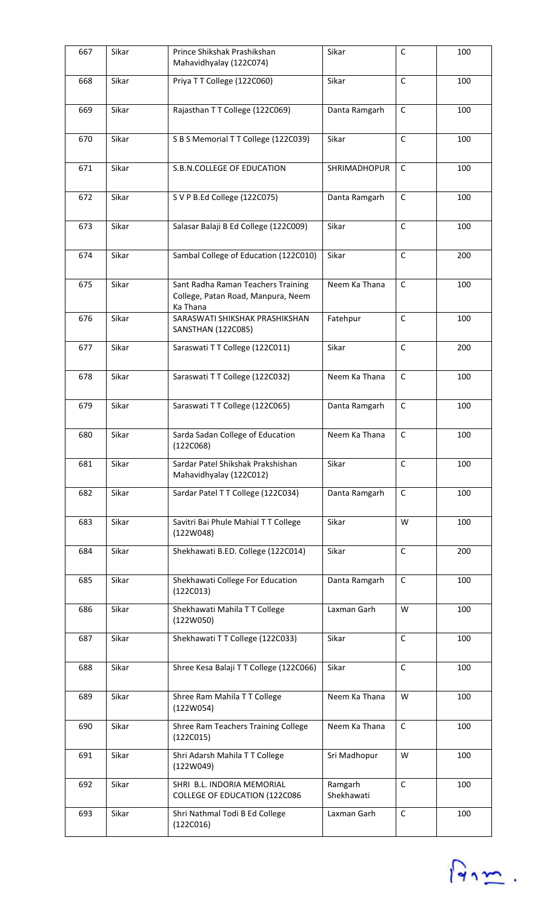| 667 | Sikar | Prince Shikshak Prashikshan Mahavidhyalay (122C074) | Sikar | C | 100 |
|---|---|---|---|---|---|
| 668 | Sikar | Priya T T College (122C060) | Sikar | C | 100 |
| 669 | Sikar | Rajasthan T T College (122C069) | Danta Ramgarh | C | 100 |
| 670 | Sikar | S B S Memorial T T College (122C039) | Sikar | C | 100 |
| 671 | Sikar | S.B.N.COLLEGE OF EDUCATION | SHRIMADHOPUR | C | 100 |
| 672 | Sikar | S V P B.Ed College (122C075) | Danta Ramgarh | C | 100 |
| 673 | Sikar | Salasar Balaji B Ed College (122C009) | Sikar | C | 100 |
| 674 | Sikar | Sambal College of Education (122C010) | Sikar | C | 200 |
| 675 | Sikar | Sant Radha Raman Teachers Training College, Patan Road, Manpura, Neem Ka Thana | Neem Ka Thana | C | 100 |
| 676 | Sikar | SARASWATI SHIKSHAK PRASHIKSHAN SANSTHAN (122C085) | Fatehpur | C | 100 |
| 677 | Sikar | Saraswati T T College (122C011) | Sikar | C | 200 |
| 678 | Sikar | Saraswati T T College (122C032) | Neem Ka Thana | C | 100 |
| 679 | Sikar | Saraswati T T College (122C065) | Danta Ramgarh | C | 100 |
| 680 | Sikar | Sarda Sadan College of Education (122C068) | Neem Ka Thana | C | 100 |
| 681 | Sikar | Sardar Patel Shikshak Prakshishan Mahavidhyalay (122C012) | Sikar | C | 100 |
| 682 | Sikar | Sardar Patel T T College (122C034) | Danta Ramgarh | C | 100 |
| 683 | Sikar | Savitri Bai Phule Mahial T T College (122W048) | Sikar | W | 100 |
| 684 | Sikar | Shekhawati B.ED. College (122C014) | Sikar | C | 200 |
| 685 | Sikar | Shekhawati College For Education (122C013) | Danta Ramgarh | C | 100 |
| 686 | Sikar | Shekhawati Mahila T T College (122W050) | Laxman Garh | W | 100 |
| 687 | Sikar | Shekhawati T T College (122C033) | Sikar | C | 100 |
| 688 | Sikar | Shree Kesa Balaji T T College (122C066) | Sikar | C | 100 |
| 689 | Sikar | Shree Ram Mahila T T College (122W054) | Neem Ka Thana | W | 100 |
| 690 | Sikar | Shree Ram Teachers Training College (122C015) | Neem Ka Thana | C | 100 |
| 691 | Sikar | Shri Adarsh Mahila T T College (122W049) | Sri Madhopur | W | 100 |
| 692 | Sikar | SHRI B.L. INDORIA MEMORIAL COLLEGE OF EDUCATION (122C086 | Ramgarh Shekhawati | C | 100 |
| 693 | Sikar | Shri Nathmal Todi B Ed College (122C016) | Laxman Garh | C | 100 |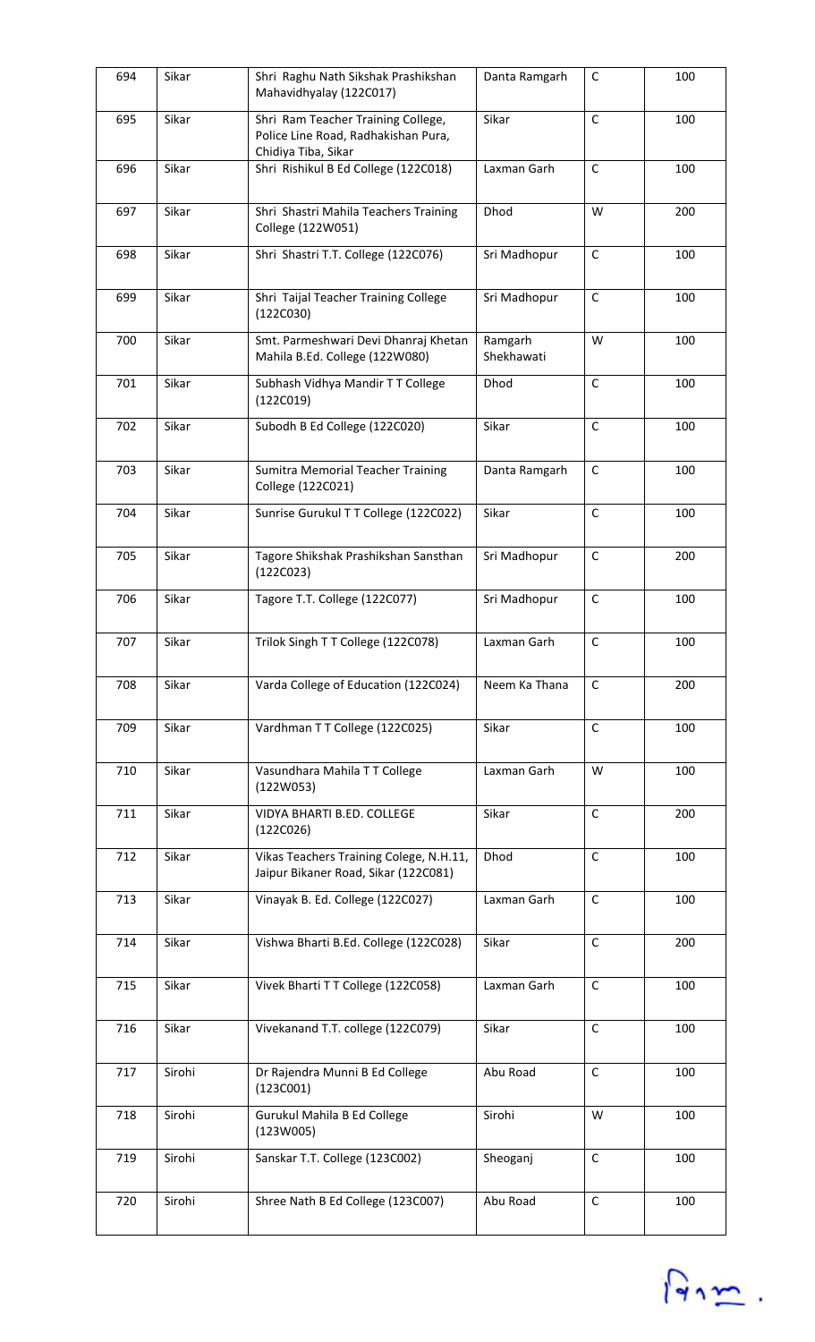| 694 | Sikar | Shri Raghu Nath Sikshak Prashikshan Mahavidhyalay (122C017) | Danta Ramgarh | C | 100 |
|---|---|---|---|---|---|
| 695 | Sikar | Shri Ram Teacher Training College, Police Line Road, Radhakishan Pura, Chidiya Tiba, Sikar | Sikar | C | 100 |
| 696 | Sikar | Shri Rishikul B Ed College (122C018) | Laxman Garh | C | 100 |
| 697 | Sikar | Shri Shastri Mahila Teachers Training College (122W051) | Dhod | W | 200 |
| 698 | Sikar | Shri Shastri T.T. College (122C076) | Sri Madhopur | C | 100 |
| 699 | Sikar | Shri Taijal Teacher Training College (122C030) | Sri Madhopur | C | 100 |
| 700 | Sikar | Smt. Parmeshwari Devi Dhanraj Khetan Mahila B.Ed. College (122W080) | Ramgarh Shekhawati | W | 100 |
| 701 | Sikar | Subhash Vidhya Mandir T T College (122C019) | Dhod | C | 100 |
| 702 | Sikar | Subodh B Ed College (122C020) | Sikar | C | 100 |
| 703 | Sikar | Sumitra Memorial Teacher Training College (122C021) | Danta Ramgarh | C | 100 |
| 704 | Sikar | Sunrise Gurukul T T College (122C022) | Sikar | C | 100 |
| 705 | Sikar | Tagore Shikshak Prashikshan Sansthan (122C023) | Sri Madhopur | C | 200 |
| 706 | Sikar | Tagore T.T. College (122C077) | Sri Madhopur | C | 100 |
| 707 | Sikar | Trilok Singh T T College (122C078) | Laxman Garh | C | 100 |
| 708 | Sikar | Varda College of Education (122C024) | Neem Ka Thana | C | 200 |
| 709 | Sikar | Vardhman T T College (122C025) | Sikar | C | 100 |
| 710 | Sikar | Vasundhara Mahila T T College (122W053) | Laxman Garh | W | 100 |
| 711 | Sikar | VIDYA BHARTI B.ED. COLLEGE (122C026) | Sikar | C | 200 |
| 712 | Sikar | Vikas Teachers Training Colege, N.H.11, Jaipur Bikaner Road, Sikar (122C081) | Dhod | C | 100 |
| 713 | Sikar | Vinayak B. Ed. College (122C027) | Laxman Garh | C | 100 |
| 714 | Sikar | Vishwa Bharti B.Ed. College (122C028) | Sikar | C | 200 |
| 715 | Sikar | Vivek Bharti T T College (122C058) | Laxman Garh | C | 100 |
| 716 | Sikar | Vivekanand T.T. college (122C079) | Sikar | C | 100 |
| 717 | Sirohi | Dr Rajendra Munni B Ed College (123C001) | Abu Road | C | 100 |
| 718 | Sirohi | Gurukul Mahila B Ed College (123W005) | Sirohi | W | 100 |
| 719 | Sirohi | Sanskar T.T. College (123C002) | Sheoganj | C | 100 |
| 720 | Sirohi | Shree Nath B Ed College (123C007) | Abu Road | C | 100 |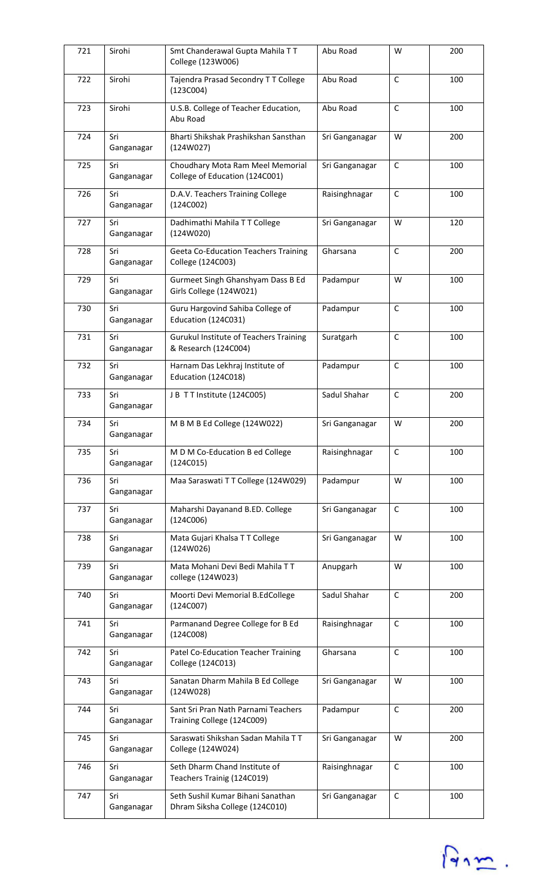| 721 | Sirohi | Smt Chanderawal Gupta Mahila T T College (123W006) | Abu Road | W | 200 |
|---|---|---|---|---|---|
| 722 | Sirohi | Tajendra Prasad Secondry T T College (123C004) | Abu Road | C | 100 |
| 723 | Sirohi | U.S.B. College of Teacher Education, Abu Road | Abu Road | C | 100 |
| 724 | Sri Ganganagar | Bharti Shikshak Prashikshan Sansthan (124W027) | Sri Ganganagar | W | 200 |
| 725 | Sri Ganganagar | Choudhary Mota Ram Meel Memorial College of Education (124C001) | Sri Ganganagar | C | 100 |
| 726 | Sri Ganganagar | D.A.V. Teachers Training College (124C002) | Raisinghnagar | C | 100 |
| 727 | Sri Ganganagar | Dadhimathi Mahila T T College (124W020) | Sri Ganganagar | W | 120 |
| 728 | Sri Ganganagar | Geeta Co-Education Teachers Training College (124C003) | Gharsana | C | 200 |
| 729 | Sri Ganganagar | Gurmeet Singh Ghanshyam Dass B Ed Girls College (124W021) | Padampur | W | 100 |
| 730 | Sri Ganganagar | Guru Hargovind Sahiba College of Education (124C031) | Padampur | C | 100 |
| 731 | Sri Ganganagar | Gurukul Institute of Teachers Training & Research (124C004) | Suratgarh | C | 100 |
| 732 | Sri Ganganagar | Harnam Das Lekhraj Institute of Education (124C018) | Padampur | C | 100 |
| 733 | Sri Ganganagar | J B T T Institute (124C005) | Sadul Shahar | C | 200 |
| 734 | Sri Ganganagar | M B M B Ed College (124W022) | Sri Ganganagar | W | 200 |
| 735 | Sri Ganganagar | M D M Co-Education B ed College (124C015) | Raisinghnagar | C | 100 |
| 736 | Sri Ganganagar | Maa Saraswati T T College (124W029) | Padampur | W | 100 |
| 737 | Sri Ganganagar | Maharshi Dayanand B.ED. College (124C006) | Sri Ganganagar | C | 100 |
| 738 | Sri Ganganagar | Mata Gujari Khalsa T T College (124W026) | Sri Ganganagar | W | 100 |
| 739 | Sri Ganganagar | Mata Mohani Devi Bedi Mahila T T college (124W023) | Anupgarh | W | 100 |
| 740 | Sri Ganganagar | Moorti Devi Memorial B.EdCollege (124C007) | Sadul Shahar | C | 200 |
| 741 | Sri Ganganagar | Parmanand Degree College for B Ed (124C008) | Raisinghnagar | C | 100 |
| 742 | Sri Ganganagar | Patel Co-Education Teacher Training College (124C013) | Gharsana | C | 100 |
| 743 | Sri Ganganagar | Sanatan Dharm Mahila B Ed College (124W028) | Sri Ganganagar | W | 100 |
| 744 | Sri Ganganagar | Sant Sri Pran Nath Parnami Teachers Training College (124C009) | Padampur | C | 200 |
| 745 | Sri Ganganagar | Saraswati Shikshan Sadan Mahila T T College (124W024) | Sri Ganganagar | W | 200 |
| 746 | Sri Ganganagar | Seth Dharm Chand Institute of Teachers Trainig (124C019) | Raisinghnagar | C | 100 |
| 747 | Sri Ganganagar | Seth Sushil Kumar Bihani Sanathan Dhram Siksha College (124C010) | Sri Ganganagar | C | 100 |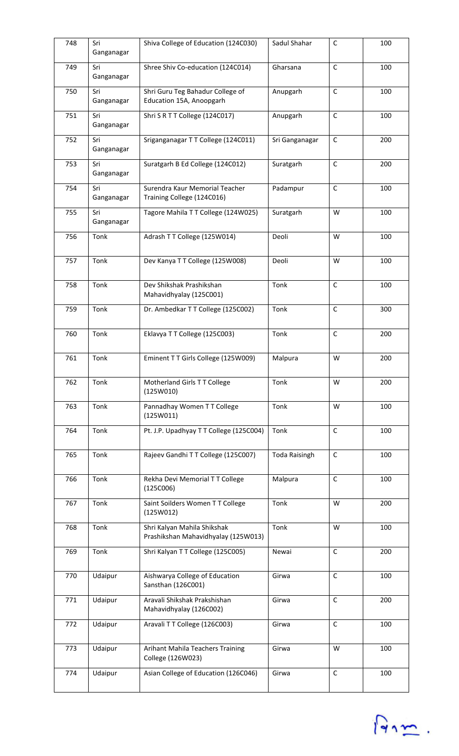| 748 | Sri Ganganagar | Shiva College of Education (124C030) | Sadul Shahar | C | 100 |
|---|---|---|---|---|---|
| 749 | Sri Ganganagar | Shree Shiv Co-education (124C014) | Gharsana | C | 100 |
| 750 | Sri Ganganagar | Shri Guru Teg Bahadur College of Education 15A, Anoopgarh | Anupgarh | C | 100 |
| 751 | Sri Ganganagar | Shri S R T T College (124C017) | Anupgarh | C | 100 |
| 752 | Sri Ganganagar | Sriganganagar T T College (124C011) | Sri Ganganagar | C | 200 |
| 753 | Sri Ganganagar | Suratgarh B Ed College (124C012) | Suratgarh | C | 200 |
| 754 | Sri Ganganagar | Surendra Kaur Memorial Teacher Training College (124C016) | Padampur | C | 100 |
| 755 | Sri Ganganagar | Tagore Mahila T T College (124W025) | Suratgarh | W | 100 |
| 756 | Tonk | Adrash T T College (125W014) | Deoli | W | 100 |
| 757 | Tonk | Dev Kanya T T College (125W008) | Deoli | W | 100 |
| 758 | Tonk | Dev Shikshak Prashikshan Mahavidhyalay (125C001) | Tonk | C | 100 |
| 759 | Tonk | Dr. Ambedkar T T College (125C002) | Tonk | C | 300 |
| 760 | Tonk | Eklavya T T College (125C003) | Tonk | C | 200 |
| 761 | Tonk | Eminent T T Girls College (125W009) | Malpura | W | 200 |
| 762 | Tonk | Motherland Girls T T College (125W010) | Tonk | W | 200 |
| 763 | Tonk | Pannadhay Women T T College (125W011) | Tonk | W | 100 |
| 764 | Tonk | Pt. J.P. Upadhyay T T College (125C004) | Tonk | C | 100 |
| 765 | Tonk | Rajeev Gandhi T T College (125C007) | Toda Raisingh | C | 100 |
| 766 | Tonk | Rekha Devi Memorial T T College (125C006) | Malpura | C | 100 |
| 767 | Tonk | Saint Soilders Women T T College (125W012) | Tonk | W | 200 |
| 768 | Tonk | Shri Kalyan Mahila Shikshak Prashikshan Mahavidhyalay (125W013) | Tonk | W | 100 |
| 769 | Tonk | Shri Kalyan T T College (125C005) | Newai | C | 200 |
| 770 | Udaipur | Aishwarya College of Education Sansthan (126C001) | Girwa | C | 100 |
| 771 | Udaipur | Aravali Shikshak Prakshishan Mahavidhyalay (126C002) | Girwa | C | 200 |
| 772 | Udaipur | Aravali T T College (126C003) | Girwa | C | 100 |
| 773 | Udaipur | Arihant Mahila Teachers Training College (126W023) | Girwa | W | 100 |
| 774 | Udaipur | Asian College of Education (126C046) | Girwa | C | 100 |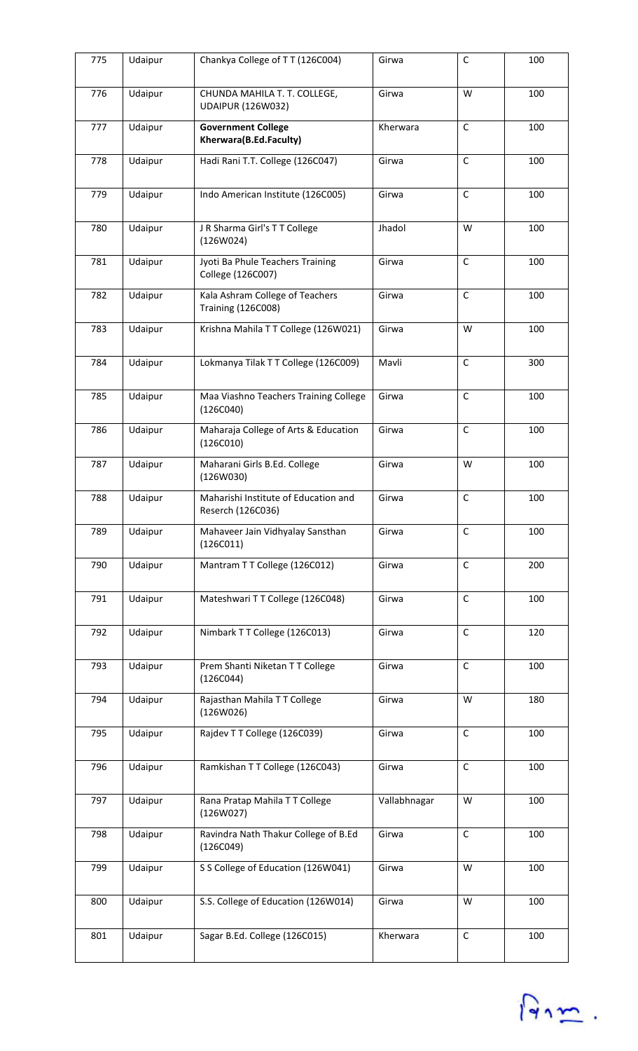| 775 | Udaipur | Chankya College of T T (126C004) | Girwa | C | 100 |
|---|---|---|---|---|---|
| 776 | Udaipur | CHUNDA MAHILA T. T. COLLEGE, UDAIPUR (126W032) | Girwa | W | 100 |
| 777 | Udaipur | **Government College Kherwara(B.Ed.Faculty)** | Kherwara | C | 100 |
| 778 | Udaipur | Hadi Rani T.T. College (126C047) | Girwa | C | 100 |
| 779 | Udaipur | Indo American Institute (126C005) | Girwa | C | 100 |
| 780 | Udaipur | J R Sharma Girl's T T College (126W024) | Jhadol | W | 100 |
| 781 | Udaipur | Jyoti Ba Phule Teachers Training College (126C007) | Girwa | C | 100 |
| 782 | Udaipur | Kala Ashram College of Teachers Training (126C008) | Girwa | C | 100 |
| 783 | Udaipur | Krishna Mahila T T College (126W021) | Girwa | W | 100 |
| 784 | Udaipur | Lokmanya Tilak T T College (126C009) | Mavli | C | 300 |
| 785 | Udaipur | Maa Viashno Teachers Training College (126C040) | Girwa | C | 100 |
| 786 | Udaipur | Maharaja College of Arts & Education (126C010) | Girwa | C | 100 |
| 787 | Udaipur | Maharani Girls B.Ed. College (126W030) | Girwa | W | 100 |
| 788 | Udaipur | Maharishi Institute of Education and Reserch (126C036) | Girwa | C | 100 |
| 789 | Udaipur | Mahaveer Jain Vidhyalay Sansthan (126C011) | Girwa | C | 100 |
| 790 | Udaipur | Mantram T T College (126C012) | Girwa | C | 200 |
| 791 | Udaipur | Mateshwari T T College (126C048) | Girwa | C | 100 |
| 792 | Udaipur | Nimbark T T College (126C013) | Girwa | C | 120 |
| 793 | Udaipur | Prem Shanti Niketan T T College (126C044) | Girwa | C | 100 |
| 794 | Udaipur | Rajasthan Mahila T T College (126W026) | Girwa | W | 180 |
| 795 | Udaipur | Rajdev T T College (126C039) | Girwa | C | 100 |
| 796 | Udaipur | Ramkishan T T College (126C043) | Girwa | C | 100 |
| 797 | Udaipur | Rana Pratap Mahila T T College (126W027) | Vallabhnagar | W | 100 |
| 798 | Udaipur | Ravindra Nath Thakur College of B.Ed (126C049) | Girwa | C | 100 |
| 799 | Udaipur | S S College of Education (126W041) | Girwa | W | 100 |
| 800 | Udaipur | S.S. College of Education (126W014) | Girwa | W | 100 |
| 801 | Udaipur | Sagar B.Ed. College (126C015) | Kherwara | C | 100 |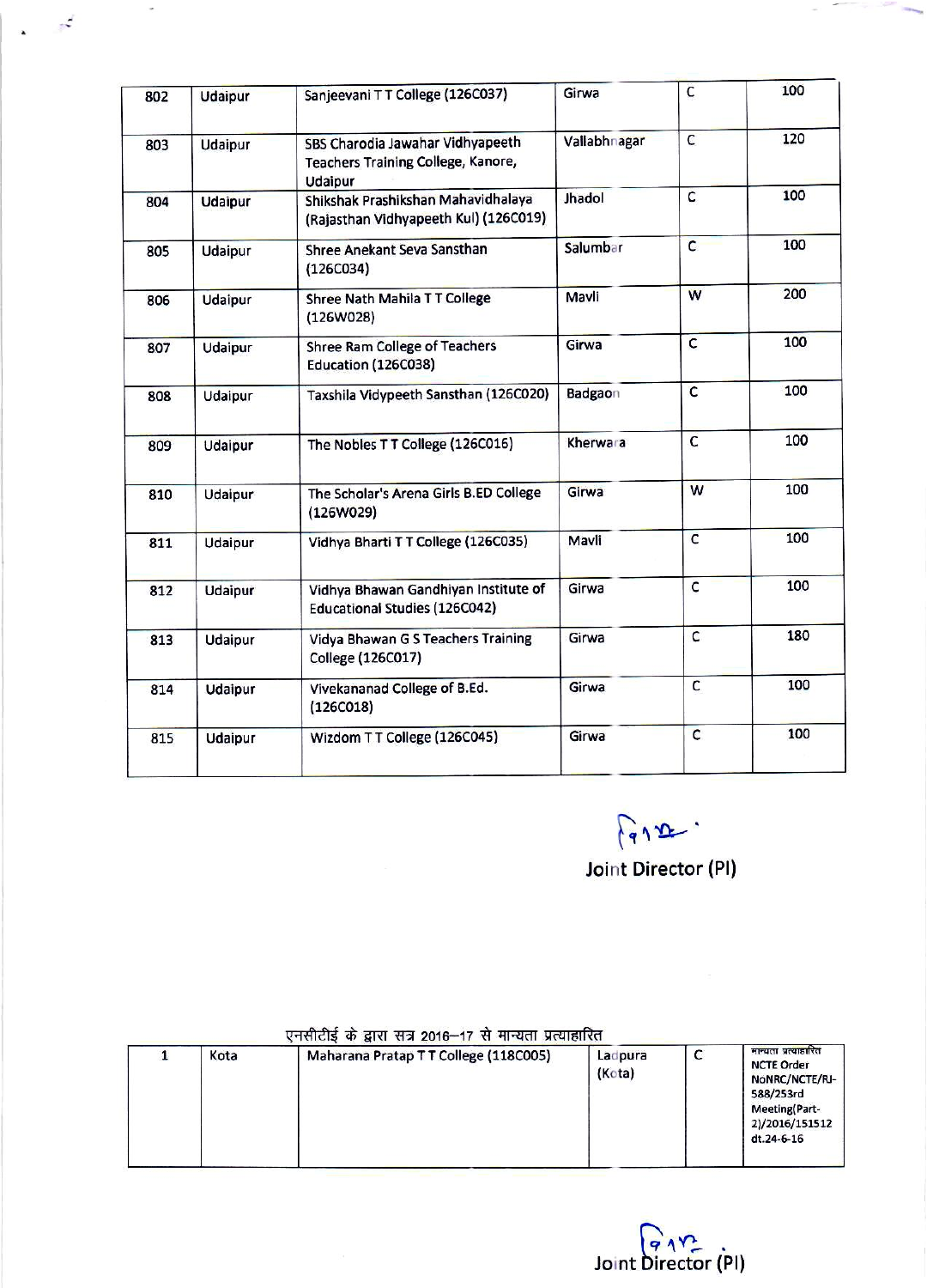| | | | | | |
|---|---|---|---|---|---|
| 802 | Udaipur | Sanjeevani T T College (126C037) | Girwa | C | 100 |
| 803 | Udaipur | SBS Charodia Jawahar Vidhyapeeth Teachers Training College, Kanore, Udaipur | Vallabhnagar | C | 120 |
| 804 | Udaipur | Shikshak Prashikshan Mahavidhalaya (Rajasthan Vidhyapeeth Kul) (126C019) | Jhadol | C | 100 |
| 805 | Udaipur | Shree Anekant Seva Sansthan (126C034) | Salumbar | C | 100 |
| 806 | Udaipur | Shree Nath Mahila T T College (126W028) | Mavli | W | 200 |
| 807 | Udaipur | Shree Ram College of Teachers Education (126C038) | Girwa | C | 100 |
| 808 | Udaipur | Taxshila Vidypeeth Sansthan (126C020) | Badgaon | C | 100 |
| 809 | Udaipur | The Nobles T T College (126C016) | Kherwara | C | 100 |
| 810 | Udaipur | The Scholar's Arena Girls B.ED College (126W029) | Girwa | W | 100 |
| 811 | Udaipur | Vidhya Bharti T T College (126C035) | Mavli | C | 100 |
| 812 | Udaipur | Vidhya Bhawan Gandhiyan Institute of Educational Studies (126C042) | Girwa | C | 100 |
| 813 | Udaipur | Vidya Bhawan G S Teachers Training College (126C017) | Girwa | C | 180 |
| 814 | Udaipur | Vivekanand College of B.Ed. (126C018) | Girwa | C | 100 |
| 815 | Udaipur | Wizdom T T College (126C045) | Girwa | C | 100 |

Joint Director (PI)

एनसीटीई के द्वारा सत्र 2016–17 से मान्यता प्रत्याहारित

| | | | | | |
|---|---|---|---|---|---|
| 1 | Kota | Maharana Pratap T T College (118C005) | Ladpura (Kota) | C | मान्यता प्रत्याहारित NCTE Order NoNRC/NCTE/RJ-588/253rd Meeting(Part-2)/2016/151512 dt.24-6-16 |

Joint Director (PI)